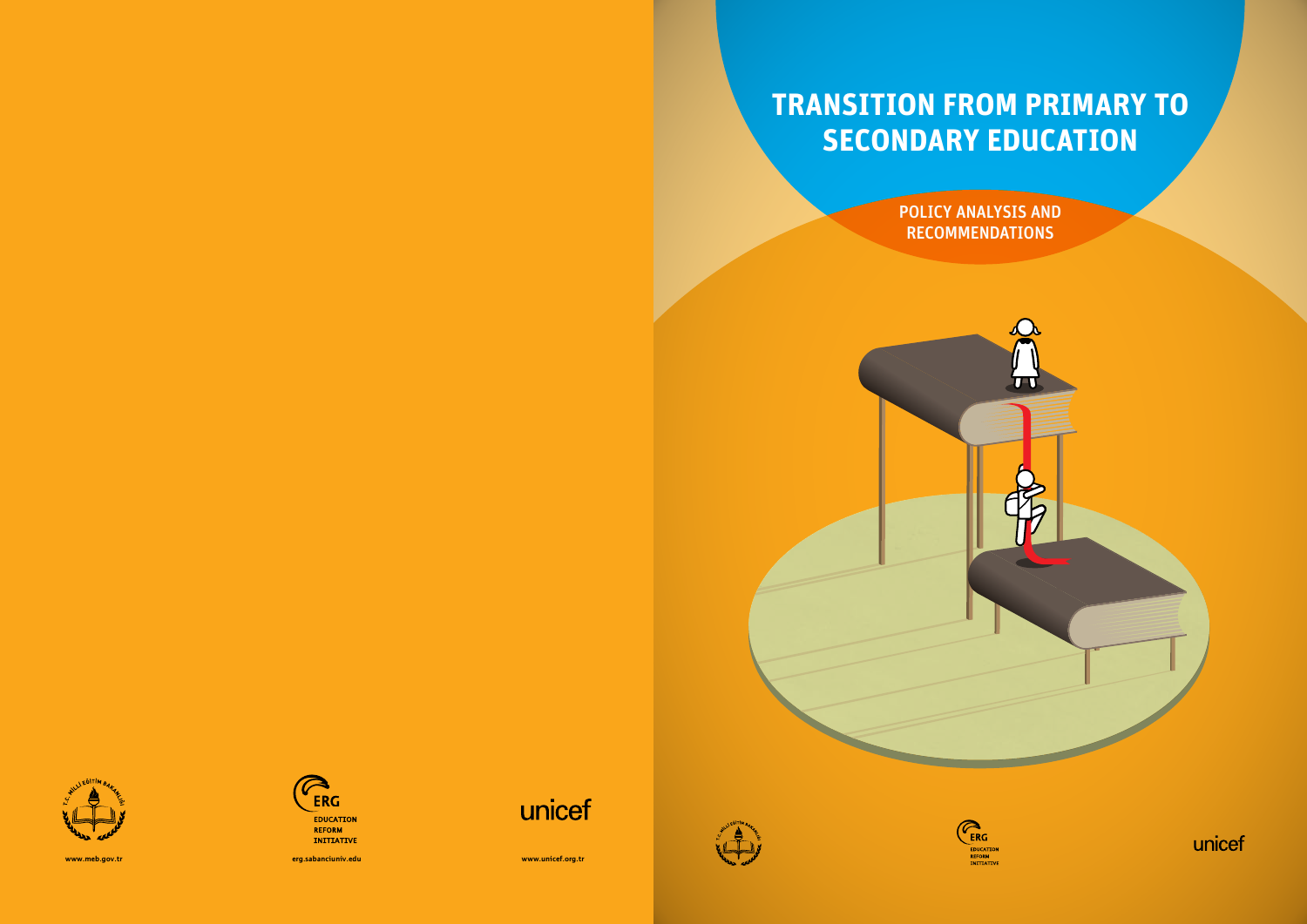# TRANSITION FROM PRIMARY TO SECONDARY EDUCATION

POLICY ANALYSIS AND RECOMMENDATIONS

ERG
EDUCATION REFORM INITIATIVE

unicef

www.meb.gov.tr

erg.sabanciuniv.edu

www.unicef.org.tr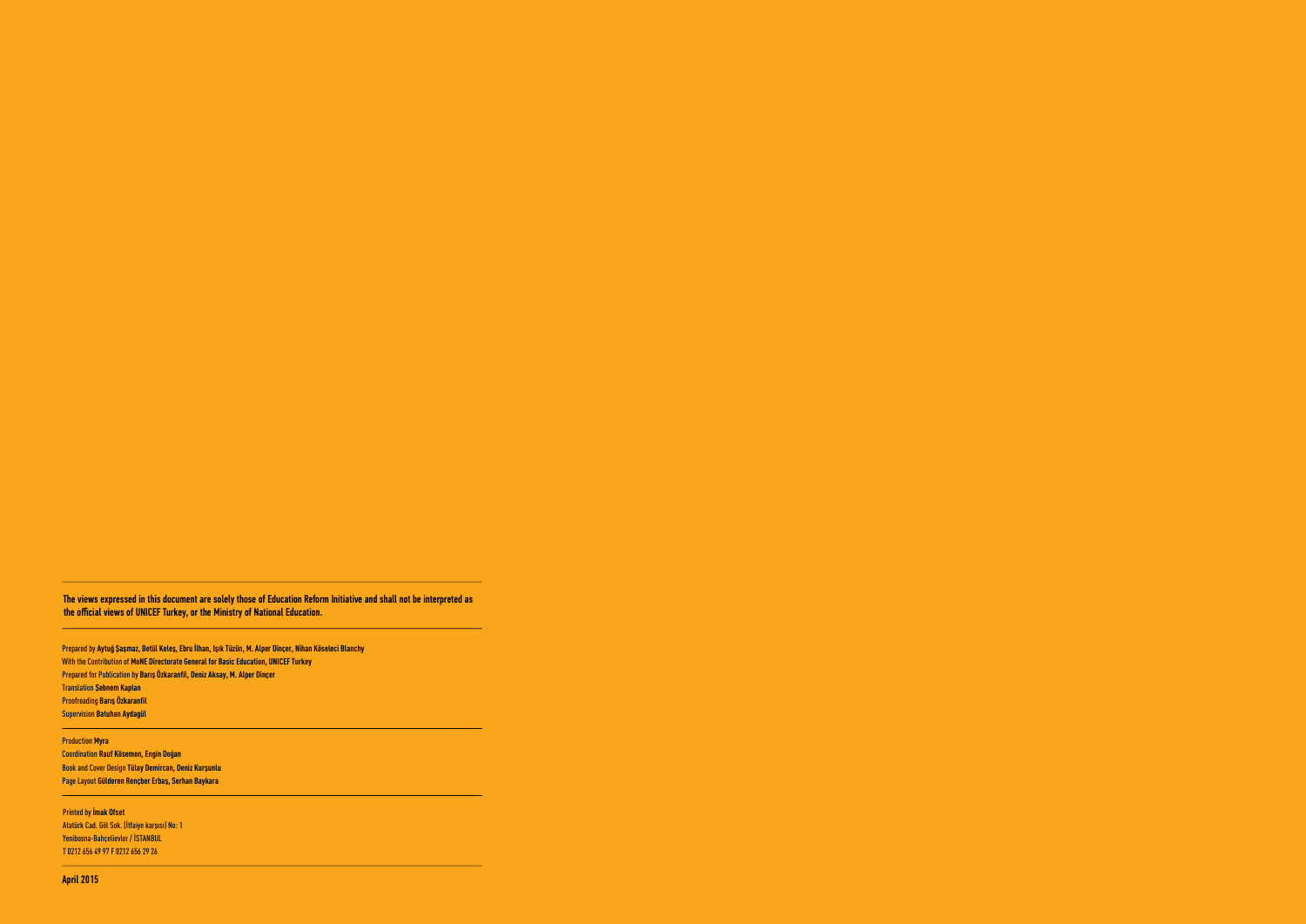**The views expressed in this document are solely those of Education Reform Initiative and shall not be interpreted as the official views of UNICEF Turkey, or the Ministry of National Education.**

Prepared by **Aytuğ Şaşmaz, Betül Keleş, Ebru İlhan, Işık Tüzün, M. Alper Dinçer, Nihan Köseleci Blanchy**
With the Contribution of **MoNE Directorate General for Basic Education, UNICEF Turkey**
Prepared for Publication by **Barış Özkaranfil, Deniz Aksay, M. Alper Dinçer**
Translation **Şebnem Kaplan**
Proofreading **Barış Özkaranfil**
Supervision **Batuhan Aydagül**

Production **Myra**
Coordination **Rauf Kösemen, Engin Doğan**
Book and Cover Design **Tülay Demircan, Deniz Kurşunlu**
Page Layout **Gülderen Rençber Erbaş, Serhan Baykara**

Printed by **İmak Ofset**
Atatürk Cad. Göl Sok. (İtfaiye karşısı) No: 1
Yenibosna-Bahçelievler / İSTANBUL
T 0212 656 49 97 F 0212 656 29 26

**April 2015**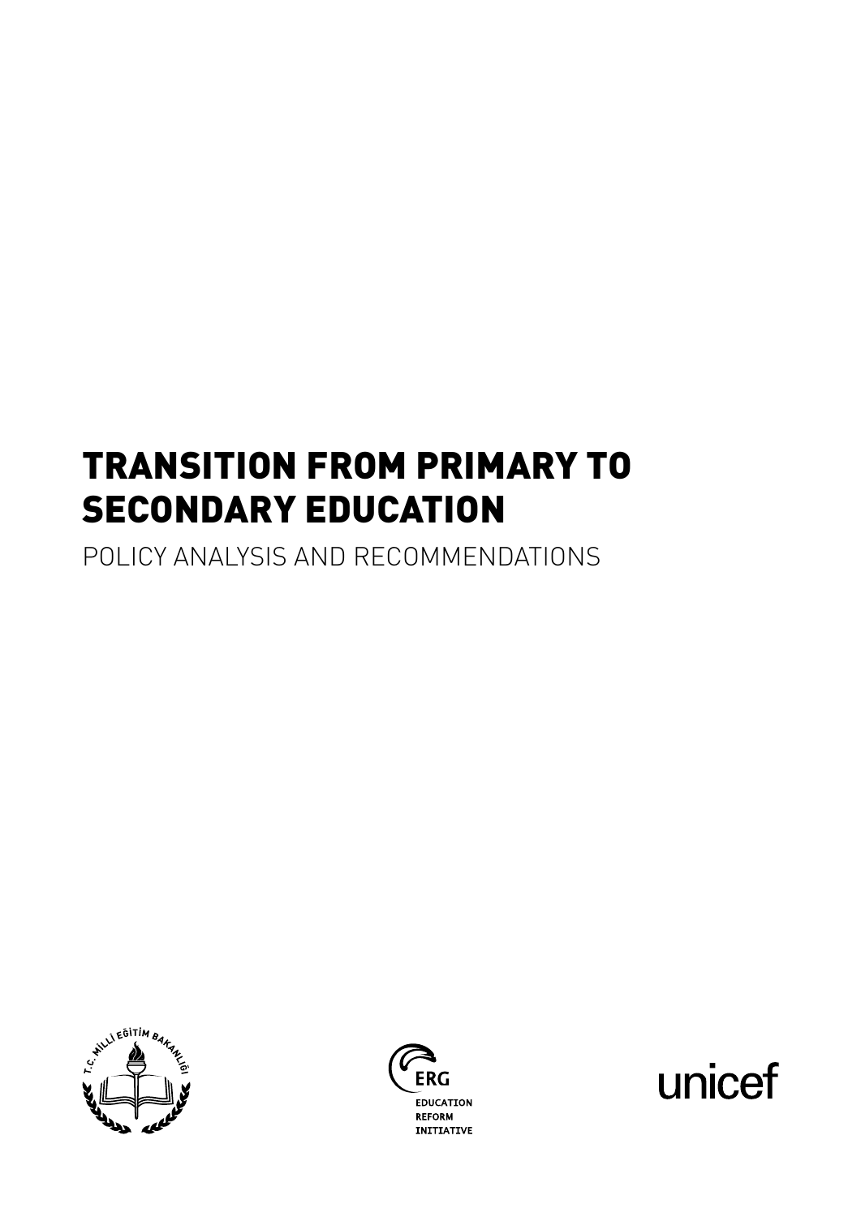# TRANSITION FROM PRIMARY TO SECONDARY EDUCATION

POLICY ANALYSIS AND RECOMMENDATIONS

T.C. MİLLİ EĞİTİM BAKANLIĞI

ERG
EDUCATION
REFORM
INITIATIVE

unicef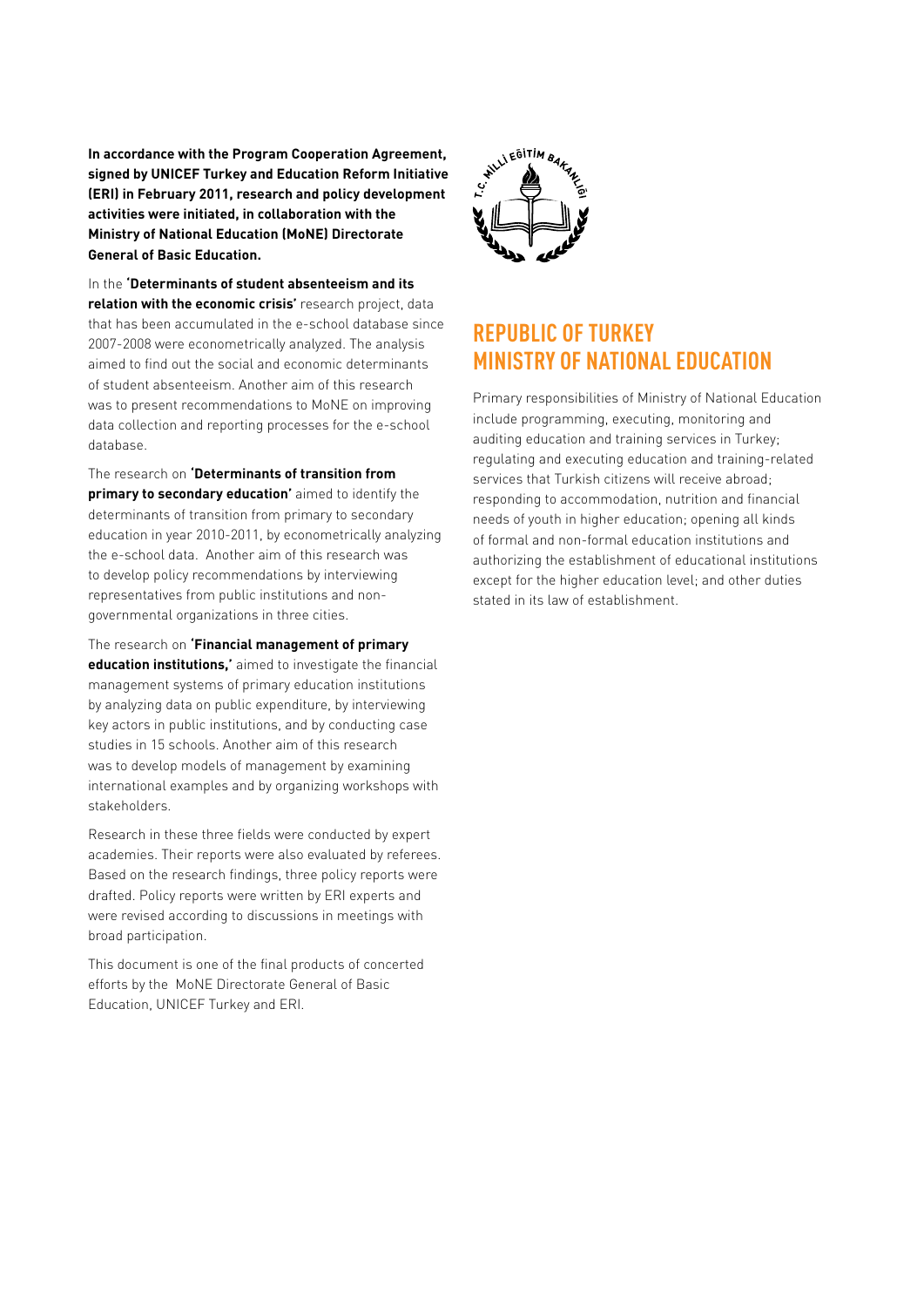**In accordance with the Program Cooperation Agreement, signed by UNICEF Turkey and Education Reform Initiative (ERI) in February 2011, research and policy development activities were initiated, in collaboration with the Ministry of National Education (MoNE) Directorate General of Basic Education.**

In the **'Determinants of student absenteeism and its relation with the economic crisis'** research project, data that has been accumulated in the e-school database since 2007-2008 were econometrically analyzed. The analysis aimed to find out the social and economic determinants of student absenteeism. Another aim of this research was to present recommendations to MoNE on improving data collection and reporting processes for the e-school database.

The research on **'Determinants of transition from primary to secondary education'** aimed to identify the determinants of transition from primary to secondary education in year 2010-2011, by econometrically analyzing the e-school data. Another aim of this research was to develop policy recommendations by interviewing representatives from public institutions and non-governmental organizations in three cities.

The research on **'Financial management of primary education institutions,'** aimed to investigate the financial management systems of primary education institutions by analyzing data on public expenditure, by interviewing key actors in public institutions, and by conducting case studies in 15 schools. Another aim of this research was to develop models of management by examining international examples and by organizing workshops with stakeholders.

Research in these three fields were conducted by expert academies. Their reports were also evaluated by referees. Based on the research findings, three policy reports were drafted. Policy reports were written by ERI experts and were revised according to discussions in meetings with broad participation.

This document is one of the final products of concerted efforts by the MoNE Directorate General of Basic Education, UNICEF Turkey and ERI.

## REPUBLIC OF TURKEY MINISTRY OF NATIONAL EDUCATION

Primary responsibilities of Ministry of National Education include programming, executing, monitoring and auditing education and training services in Turkey; regulating and executing education and training-related services that Turkish citizens will receive abroad; responding to accommodation, nutrition and financial needs of youth in higher education; opening all kinds of formal and non-formal education institutions and authorizing the establishment of educational institutions except for the higher education level; and other duties stated in its law of establishment.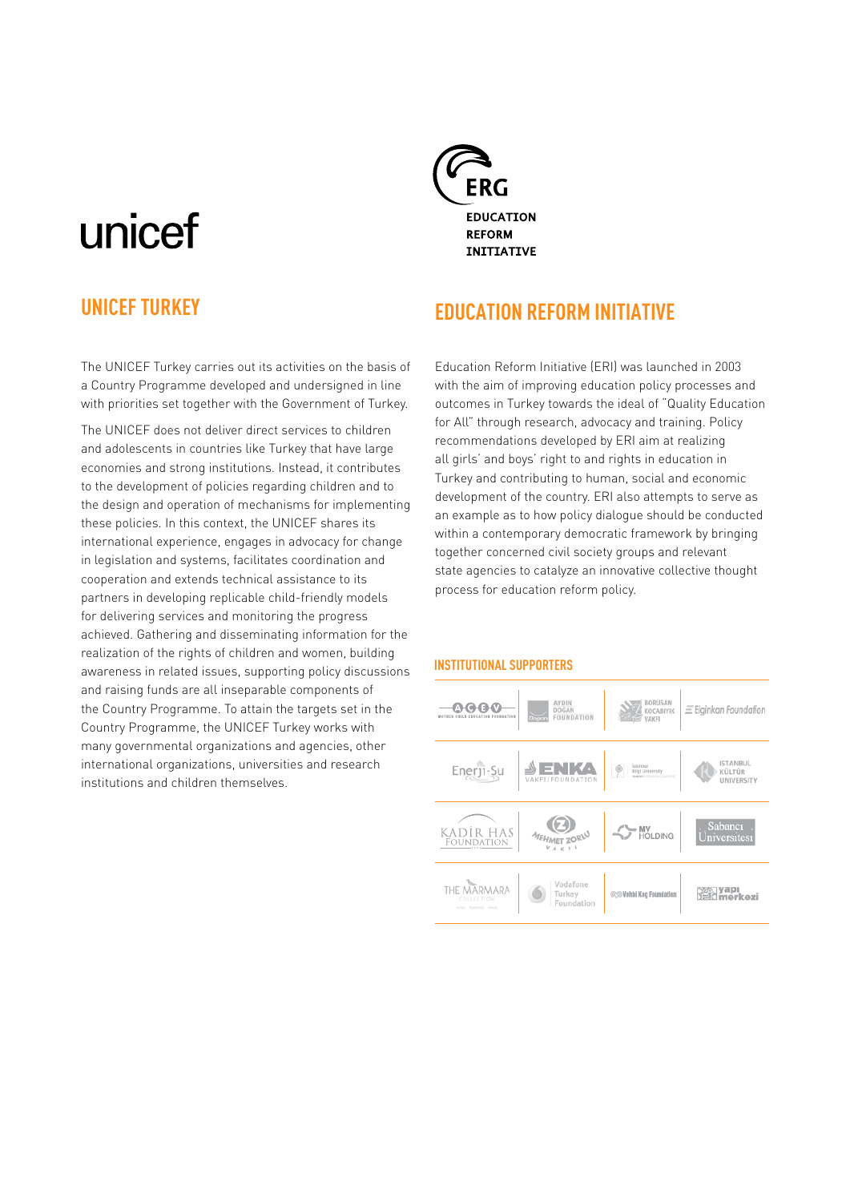unicef

## UNICEF TURKEY

The UNICEF Turkey carries out its activities on the basis of a Country Programme developed and undersigned in line with priorities set together with the Government of Turkey.

The UNICEF does not deliver direct services to children and adolescents in countries like Turkey that have large economies and strong institutions. Instead, it contributes to the development of policies regarding children and to the design and operation of mechanisms for implementing these policies. In this context, the UNICEF shares its international experience, engages in advocacy for change in legislation and systems, facilitates coordination and cooperation and extends technical assistance to its partners in developing replicable child-friendly models for delivering services and monitoring the progress achieved. Gathering and disseminating information for the realization of the rights of children and women, building awareness in related issues, supporting policy discussions and raising funds are all inseparable components of the Country Programme. To attain the targets set in the Country Programme, the UNICEF Turkey works with many governmental organizations and agencies, other international organizations, universities and research institutions and children themselves.

ERG
EDUCATION
REFORM
INITIATIVE

## EDUCATION REFORM INITIATIVE

Education Reform Initiative (ERI) was launched in 2003 with the aim of improving education policy processes and outcomes in Turkey towards the ideal of "Quality Education for All" through research, advocacy and training. Policy recommendations developed by ERI aim at realizing all girls' and boys' right to and rights in education in Turkey and contributing to human, social and economic development of the country. ERI also attempts to serve as an example as to how policy dialogue should be conducted within a contemporary democratic framework by bringing together concerned civil society groups and relevant state agencies to catalyze an innovative collective thought process for education reform policy.

### INSTITUTIONAL SUPPORTERS

| | | | |
|---|---|---|---|
| AÇEV Mother Child Education Foundation | Aydın Doğan Foundation | Borusan Kocabıyık Vakfı | Eginkan Foundation |
| Enerji-Su | ENKA Vakfı / Foundation | İstanbul Bilgi University | İstanbul Kültür University |
| Kadir Has Foundation | Mehmet Zorlu Vakfı | MY Holding | Sabancı Üniversitesi |
| The Marmara Collection | Vodafone Turkey Foundation | Vehbi Koç Foundation | Yapı Merkezi |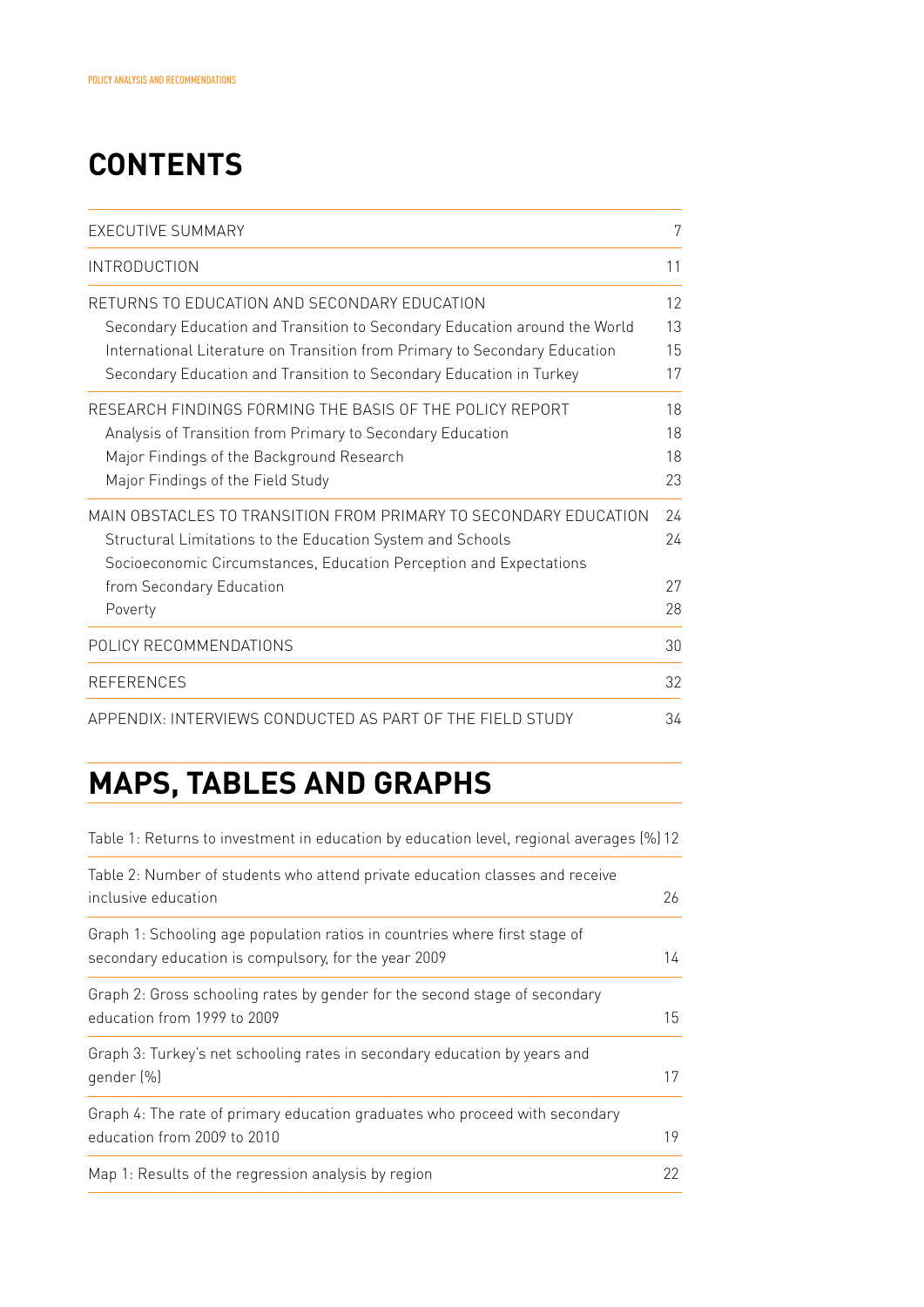# CONTENTS

| | |
|---|---|
| EXECUTIVE SUMMARY | 7 |
| INTRODUCTION | 11 |
| RETURNS TO EDUCATION AND SECONDARY EDUCATION | 12 |
| Secondary Education and Transition to Secondary Education around the World | 13 |
| International Literature on Transition from Primary to Secondary Education | 15 |
| Secondary Education and Transition to Secondary Education in Turkey | 17 |
| RESEARCH FINDINGS FORMING THE BASIS OF THE POLICY REPORT | 18 |
| Analysis of Transition from Primary to Secondary Education | 18 |
| Major Findings of the Background Research | 18 |
| Major Findings of the Field Study | 23 |
| MAIN OBSTACLES TO TRANSITION FROM PRIMARY TO SECONDARY EDUCATION | 24 |
| Structural Limitations to the Education System and Schools | 24 |
| Socioeconomic Circumstances, Education Perception and Expectations from Secondary Education | 27 |
| Poverty | 28 |
| POLICY RECOMMENDATIONS | 30 |
| REFERENCES | 32 |
| APPENDIX: INTERVIEWS CONDUCTED AS PART OF THE FIELD STUDY | 34 |

# MAPS, TABLES AND GRAPHS

| | |
|---|---|
| Table 1: Returns to investment in education by education level, regional averages (%) | 12 |
| Table 2: Number of students who attend private education classes and receive inclusive education | 26 |
| Graph 1: Schooling age population ratios in countries where first stage of secondary education is compulsory, for the year 2009 | 14 |
| Graph 2: Gross schooling rates by gender for the second stage of secondary education from 1999 to 2009 | 15 |
| Graph 3: Turkey's net schooling rates in secondary education by years and gender (%) | 17 |
| Graph 4: The rate of primary education graduates who proceed with secondary education from 2009 to 2010 | 19 |
| Map 1: Results of the regression analysis by region | 22 |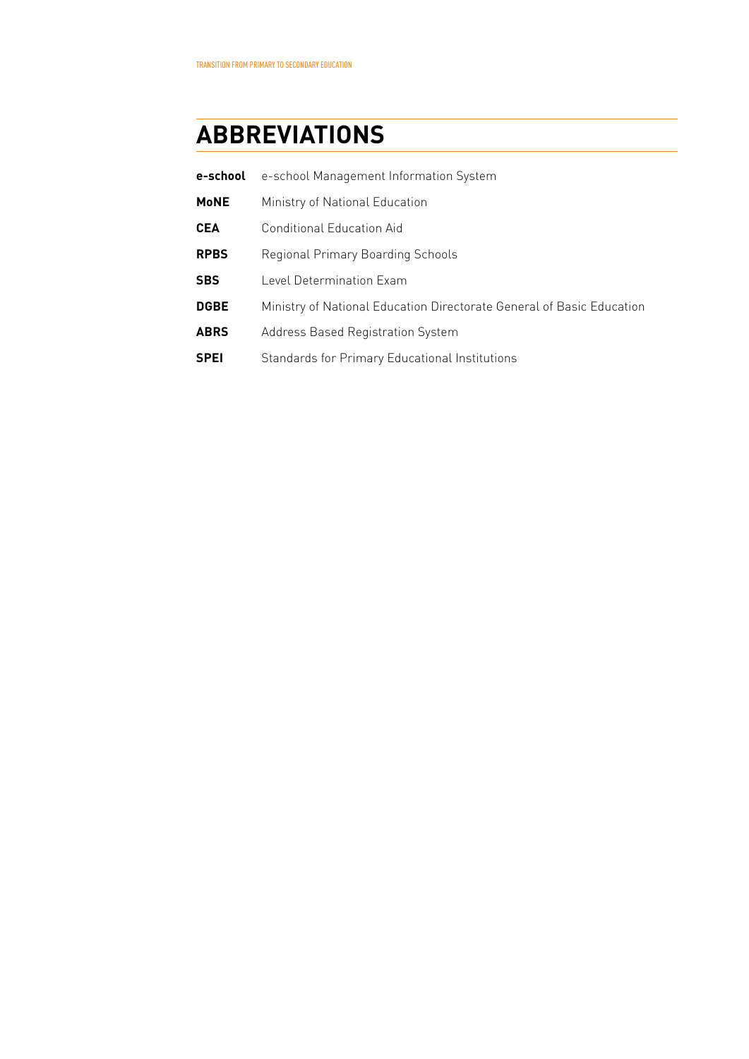# ABBREVIATIONS

**e-school** e-school Management Information System

**MoNE** Ministry of National Education

**CEA** Conditional Education Aid

**RPBS** Regional Primary Boarding Schools

**SBS** Level Determination Exam

**DGBE** Ministry of National Education Directorate General of Basic Education

**ABRS** Address Based Registration System

**SPEI** Standards for Primary Educational Institutions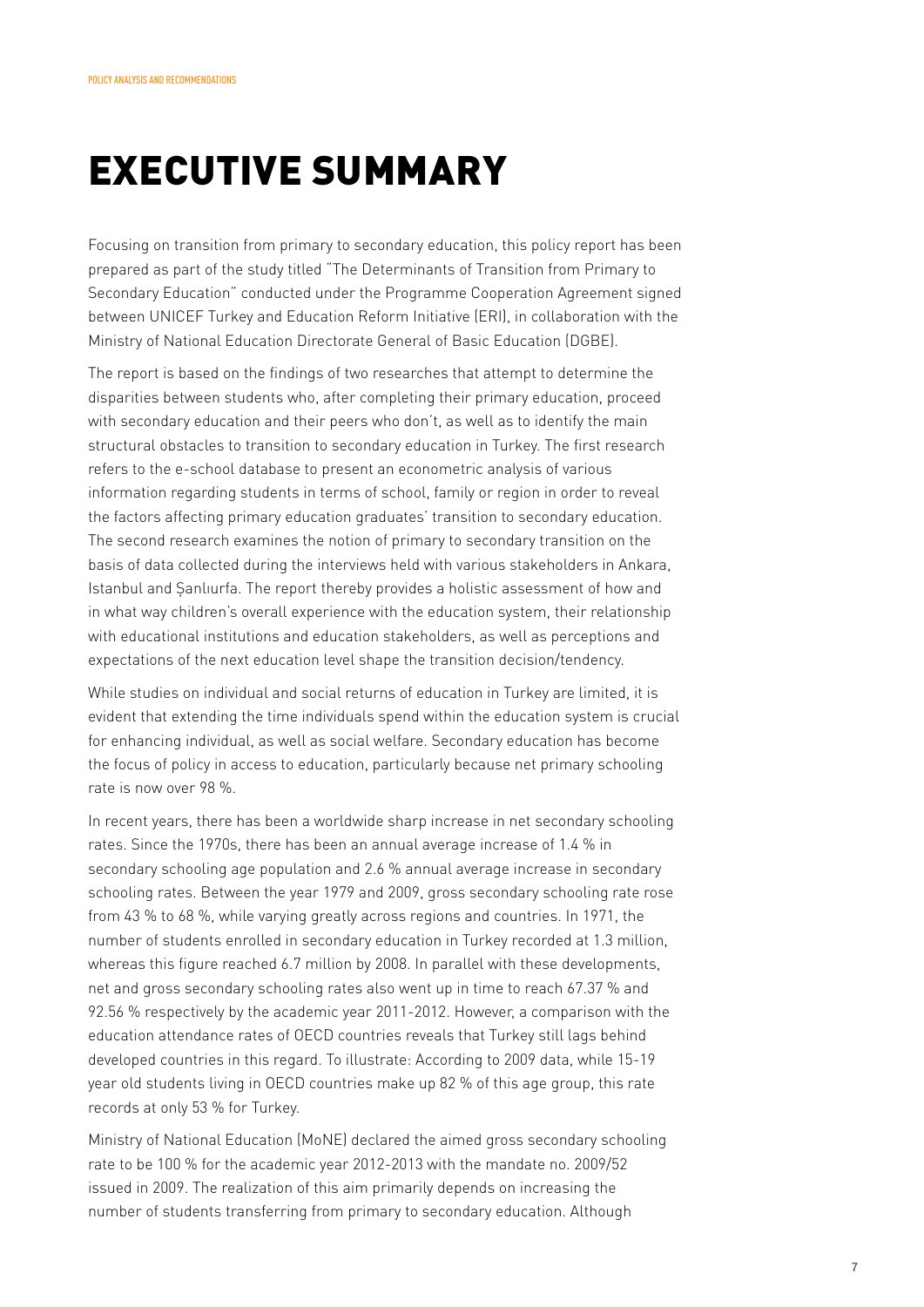# EXECUTIVE SUMMARY

Focusing on transition from primary to secondary education, this policy report has been prepared as part of the study titled "The Determinants of Transition from Primary to Secondary Education" conducted under the Programme Cooperation Agreement signed between UNICEF Turkey and Education Reform Initiative (ERI), in collaboration with the Ministry of National Education Directorate General of Basic Education (DGBE).

The report is based on the findings of two researches that attempt to determine the disparities between students who, after completing their primary education, proceed with secondary education and their peers who don't, as well as to identify the main structural obstacles to transition to secondary education in Turkey. The first research refers to the e-school database to present an econometric analysis of various information regarding students in terms of school, family or region in order to reveal the factors affecting primary education graduates' transition to secondary education. The second research examines the notion of primary to secondary transition on the basis of data collected during the interviews held with various stakeholders in Ankara, Istanbul and Şanlıurfa. The report thereby provides a holistic assessment of how and in what way children's overall experience with the education system, their relationship with educational institutions and education stakeholders, as well as perceptions and expectations of the next education level shape the transition decision/tendency.

While studies on individual and social returns of education in Turkey are limited, it is evident that extending the time individuals spend within the education system is crucial for enhancing individual, as well as social welfare. Secondary education has become the focus of policy in access to education, particularly because net primary schooling rate is now over 98 %.

In recent years, there has been a worldwide sharp increase in net secondary schooling rates. Since the 1970s, there has been an annual average increase of 1.4 % in secondary schooling age population and 2.6 % annual average increase in secondary schooling rates. Between the year 1979 and 2009, gross secondary schooling rate rose from 43 % to 68 %, while varying greatly across regions and countries. In 1971, the number of students enrolled in secondary education in Turkey recorded at 1.3 million, whereas this figure reached 6.7 million by 2008. In parallel with these developments, net and gross secondary schooling rates also went up in time to reach 67.37 % and 92.56 % respectively by the academic year 2011-2012. However, a comparison with the education attendance rates of OECD countries reveals that Turkey still lags behind developed countries in this regard. To illustrate: According to 2009 data, while 15-19 year old students living in OECD countries make up 82 % of this age group, this rate records at only 53 % for Turkey.

Ministry of National Education (MoNE) declared the aimed gross secondary schooling rate to be 100 % for the academic year 2012-2013 with the mandate no. 2009/52 issued in 2009. The realization of this aim primarily depends on increasing the number of students transferring from primary to secondary education. Although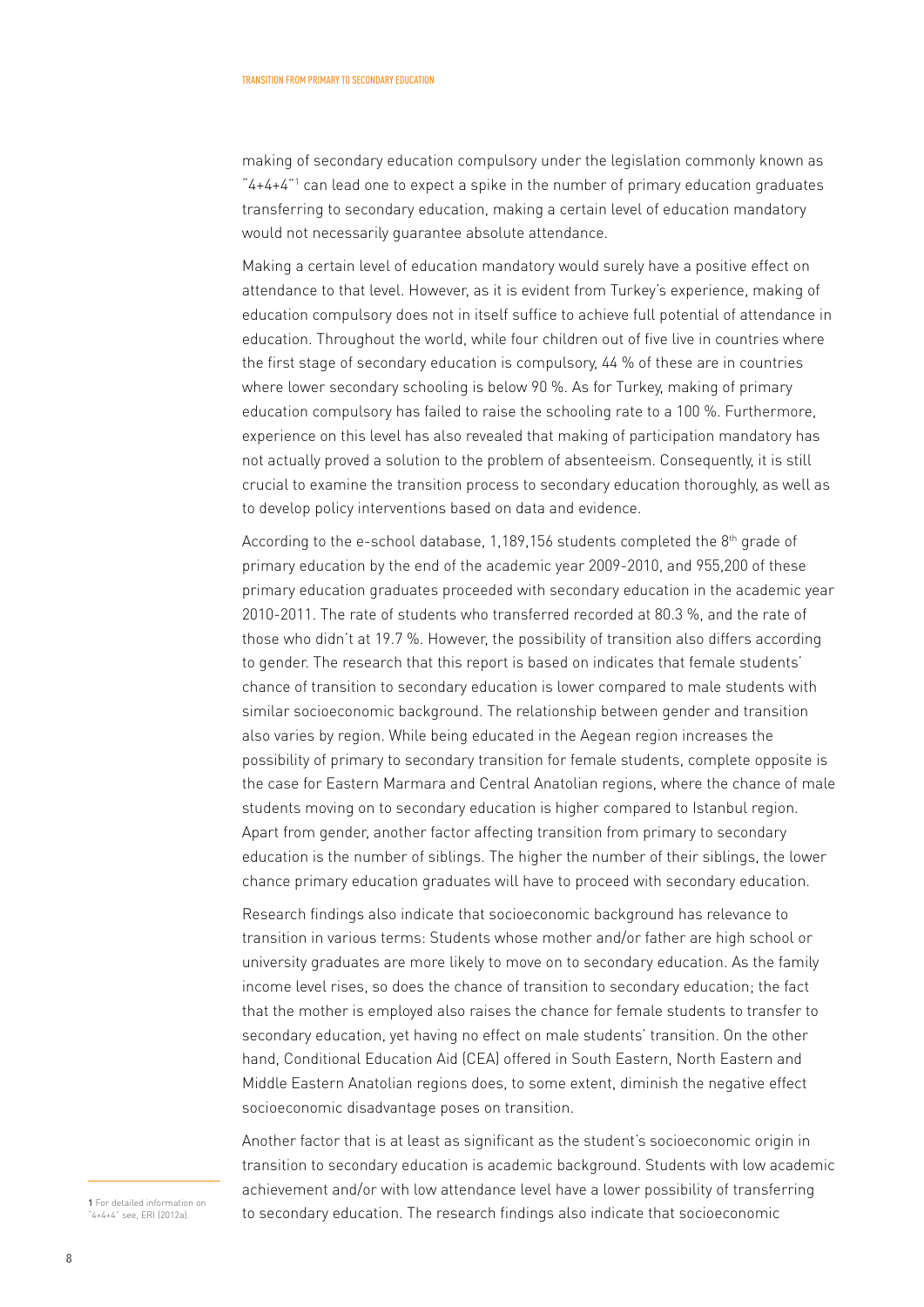making of secondary education compulsory under the legislation commonly known as "4+4+4"[1] can lead one to expect a spike in the number of primary education graduates transferring to secondary education, making a certain level of education mandatory would not necessarily guarantee absolute attendance.

Making a certain level of education mandatory would surely have a positive effect on attendance to that level. However, as it is evident from Turkey's experience, making of education compulsory does not in itself suffice to achieve full potential of attendance in education. Throughout the world, while four children out of five live in countries where the first stage of secondary education is compulsory, 44 % of these are in countries where lower secondary schooling is below 90 %. As for Turkey, making of primary education compulsory has failed to raise the schooling rate to a 100 %. Furthermore, experience on this level has also revealed that making of participation mandatory has not actually proved a solution to the problem of absenteeism. Consequently, it is still crucial to examine the transition process to secondary education thoroughly, as well as to develop policy interventions based on data and evidence.

According to the e-school database, 1,189,156 students completed the 8th grade of primary education by the end of the academic year 2009-2010, and 955,200 of these primary education graduates proceeded with secondary education in the academic year 2010-2011. The rate of students who transferred recorded at 80.3 %, and the rate of those who didn't at 19.7 %. However, the possibility of transition also differs according to gender. The research that this report is based on indicates that female students' chance of transition to secondary education is lower compared to male students with similar socioeconomic background. The relationship between gender and transition also varies by region. While being educated in the Aegean region increases the possibility of primary to secondary transition for female students, complete opposite is the case for Eastern Marmara and Central Anatolian regions, where the chance of male students moving on to secondary education is higher compared to Istanbul region. Apart from gender, another factor affecting transition from primary to secondary education is the number of siblings. The higher the number of their siblings, the lower chance primary education graduates will have to proceed with secondary education.

Research findings also indicate that socioeconomic background has relevance to transition in various terms: Students whose mother and/or father are high school or university graduates are more likely to move on to secondary education. As the family income level rises, so does the chance of transition to secondary education; the fact that the mother is employed also raises the chance for female students to transfer to secondary education, yet having no effect on male students' transition. On the other hand, Conditional Education Aid (CEA) offered in South Eastern, North Eastern and Middle Eastern Anatolian regions does, to some extent, diminish the negative effect socioeconomic disadvantage poses on transition.

Another factor that is at least as significant as the student's socioeconomic origin in transition to secondary education is academic background. Students with low academic achievement and/or with low attendance level have a lower possibility of transferring to secondary education. The research findings also indicate that socioeconomic

[1] For detailed information on "4+4+4" see, ERI (2012a).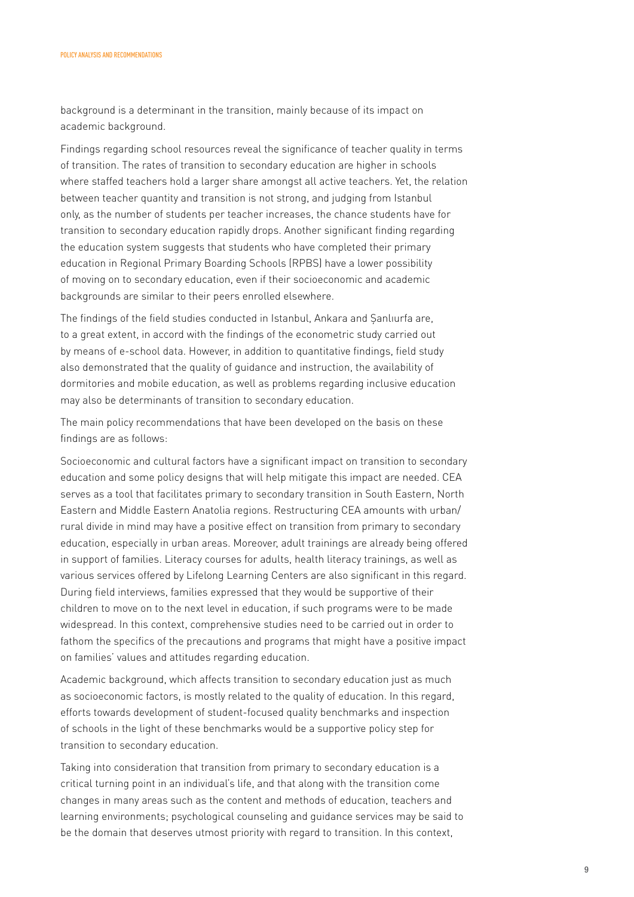background is a determinant in the transition, mainly because of its impact on academic background.

Findings regarding school resources reveal the significance of teacher quality in terms of transition. The rates of transition to secondary education are higher in schools where staffed teachers hold a larger share amongst all active teachers. Yet, the relation between teacher quantity and transition is not strong, and judging from Istanbul only, as the number of students per teacher increases, the chance students have for transition to secondary education rapidly drops. Another significant finding regarding the education system suggests that students who have completed their primary education in Regional Primary Boarding Schools (RPBS) have a lower possibility of moving on to secondary education, even if their socioeconomic and academic backgrounds are similar to their peers enrolled elsewhere.

The findings of the field studies conducted in Istanbul, Ankara and Şanlıurfa are, to a great extent, in accord with the findings of the econometric study carried out by means of e-school data. However, in addition to quantitative findings, field study also demonstrated that the quality of guidance and instruction, the availability of dormitories and mobile education, as well as problems regarding inclusive education may also be determinants of transition to secondary education.

The main policy recommendations that have been developed on the basis on these findings are as follows:

Socioeconomic and cultural factors have a significant impact on transition to secondary education and some policy designs that will help mitigate this impact are needed. CEA serves as a tool that facilitates primary to secondary transition in South Eastern, North Eastern and Middle Eastern Anatolia regions. Restructuring CEA amounts with urban/rural divide in mind may have a positive effect on transition from primary to secondary education, especially in urban areas. Moreover, adult trainings are already being offered in support of families. Literacy courses for adults, health literacy trainings, as well as various services offered by Lifelong Learning Centers are also significant in this regard. During field interviews, families expressed that they would be supportive of their children to move on to the next level in education, if such programs were to be made widespread. In this context, comprehensive studies need to be carried out in order to fathom the specifics of the precautions and programs that might have a positive impact on families' values and attitudes regarding education.

Academic background, which affects transition to secondary education just as much as socioeconomic factors, is mostly related to the quality of education. In this regard, efforts towards development of student-focused quality benchmarks and inspection of schools in the light of these benchmarks would be a supportive policy step for transition to secondary education.

Taking into consideration that transition from primary to secondary education is a critical turning point in an individual's life, and that along with the transition come changes in many areas such as the content and methods of education, teachers and learning environments; psychological counseling and guidance services may be said to be the domain that deserves utmost priority with regard to transition. In this context,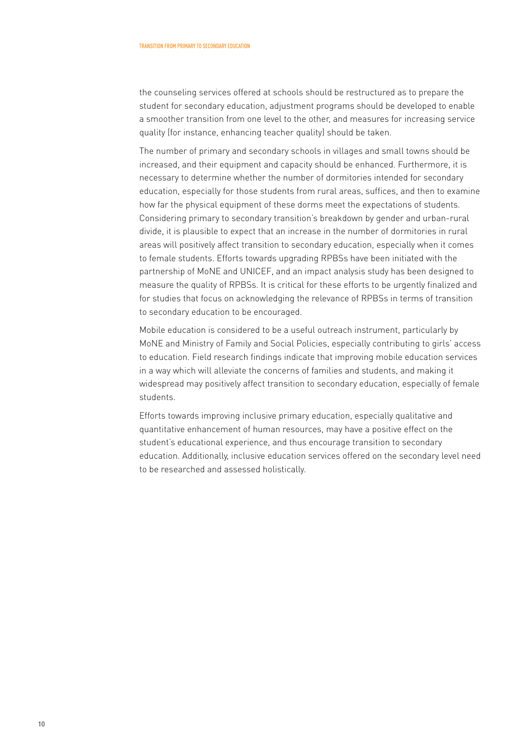the counseling services offered at schools should be restructured as to prepare the student for secondary education, adjustment programs should be developed to enable a smoother transition from one level to the other, and measures for increasing service quality (for instance, enhancing teacher quality) should be taken.

The number of primary and secondary schools in villages and small towns should be increased, and their equipment and capacity should be enhanced. Furthermore, it is necessary to determine whether the number of dormitories intended for secondary education, especially for those students from rural areas, suffices, and then to examine how far the physical equipment of these dorms meet the expectations of students. Considering primary to secondary transition's breakdown by gender and urban-rural divide, it is plausible to expect that an increase in the number of dormitories in rural areas will positively affect transition to secondary education, especially when it comes to female students. Efforts towards upgrading RPBSs have been initiated with the partnership of MoNE and UNICEF, and an impact analysis study has been designed to measure the quality of RPBSs. It is critical for these efforts to be urgently finalized and for studies that focus on acknowledging the relevance of RPBSs in terms of transition to secondary education to be encouraged.

Mobile education is considered to be a useful outreach instrument, particularly by MoNE and Ministry of Family and Social Policies, especially contributing to girls' access to education. Field research findings indicate that improving mobile education services in a way which will alleviate the concerns of families and students, and making it widespread may positively affect transition to secondary education, especially of female students.

Efforts towards improving inclusive primary education, especially qualitative and quantitative enhancement of human resources, may have a positive effect on the student's educational experience, and thus encourage transition to secondary education. Additionally, inclusive education services offered on the secondary level need to be researched and assessed holistically.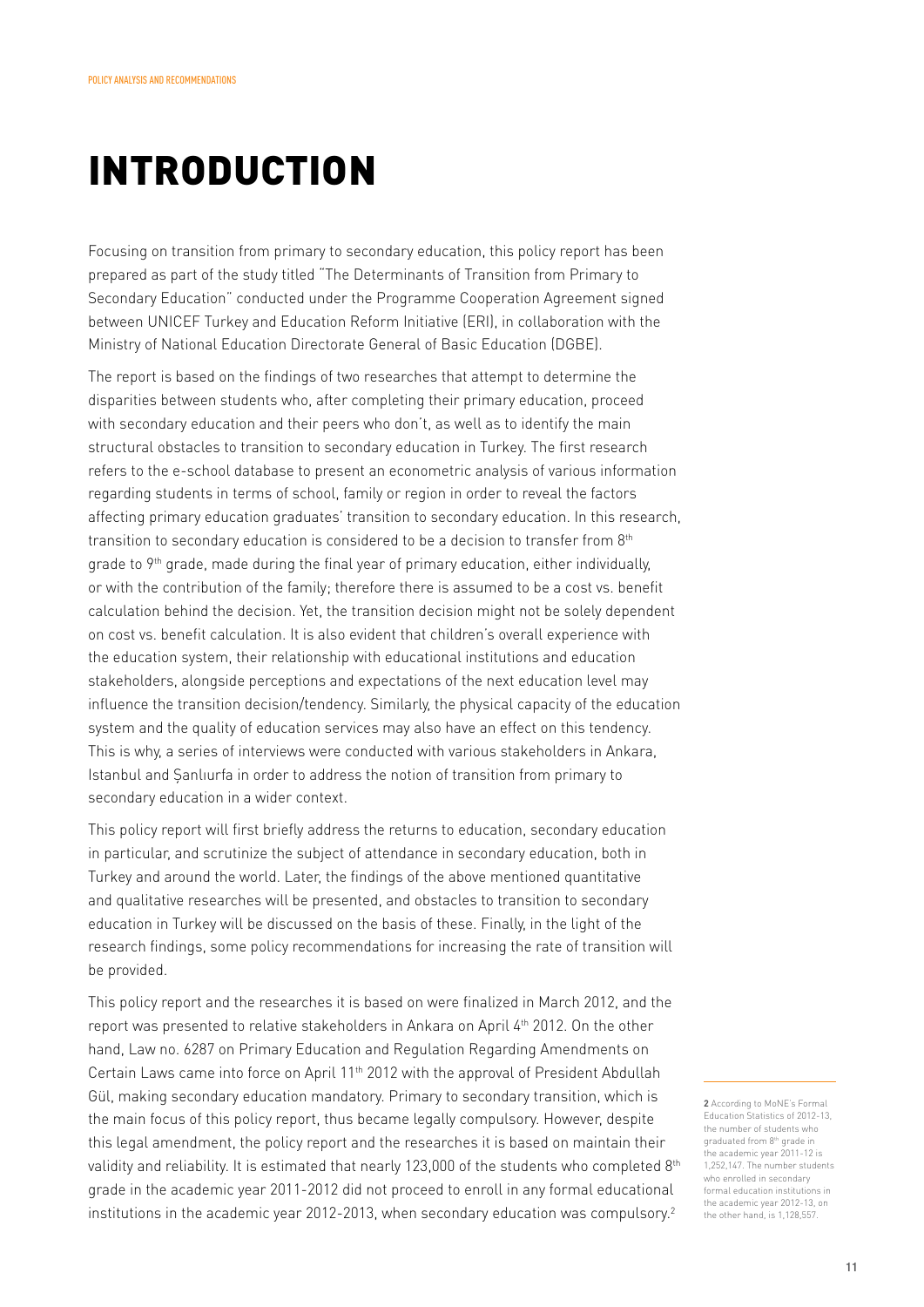# INTRODUCTION

Focusing on transition from primary to secondary education, this policy report has been prepared as part of the study titled "The Determinants of Transition from Primary to Secondary Education" conducted under the Programme Cooperation Agreement signed between UNICEF Turkey and Education Reform Initiative (ERI), in collaboration with the Ministry of National Education Directorate General of Basic Education (DGBE).

The report is based on the findings of two researches that attempt to determine the disparities between students who, after completing their primary education, proceed with secondary education and their peers who don't, as well as to identify the main structural obstacles to transition to secondary education in Turkey. The first research refers to the e-school database to present an econometric analysis of various information regarding students in terms of school, family or region in order to reveal the factors affecting primary education graduates' transition to secondary education. In this research, transition to secondary education is considered to be a decision to transfer from 8th grade to 9th grade, made during the final year of primary education, either individually, or with the contribution of the family; therefore there is assumed to be a cost vs. benefit calculation behind the decision. Yet, the transition decision might not be solely dependent on cost vs. benefit calculation. It is also evident that children's overall experience with the education system, their relationship with educational institutions and education stakeholders, alongside perceptions and expectations of the next education level may influence the transition decision/tendency. Similarly, the physical capacity of the education system and the quality of education services may also have an effect on this tendency. This is why, a series of interviews were conducted with various stakeholders in Ankara, Istanbul and Şanlıurfa in order to address the notion of transition from primary to secondary education in a wider context.

This policy report will first briefly address the returns to education, secondary education in particular, and scrutinize the subject of attendance in secondary education, both in Turkey and around the world. Later, the findings of the above mentioned quantitative and qualitative researches will be presented, and obstacles to transition to secondary education in Turkey will be discussed on the basis of these. Finally, in the light of the research findings, some policy recommendations for increasing the rate of transition will be provided.

This policy report and the researches it is based on were finalized in March 2012, and the report was presented to relative stakeholders in Ankara on April 4th 2012. On the other hand, Law no. 6287 on Primary Education and Regulation Regarding Amendments on Certain Laws came into force on April 11th 2012 with the approval of President Abdullah Gül, making secondary education mandatory. Primary to secondary transition, which is the main focus of this policy report, thus became legally compulsory. However, despite this legal amendment, the policy report and the researches it is based on maintain their validity and reliability. It is estimated that nearly 123,000 of the students who completed 8th grade in the academic year 2011-2012 did not proceed to enroll in any formal educational institutions in the academic year 2012-2013, when secondary education was compulsory.[2]

---

[2] According to MoNE's Formal Education Statistics of 2012-13, the number of students who graduated from 8th grade in the academic year 2011-12 is 1,252,147. The number students who enrolled in secondary formal education institutions in the academic year 2012-13, on the other hand, is 1,128,557.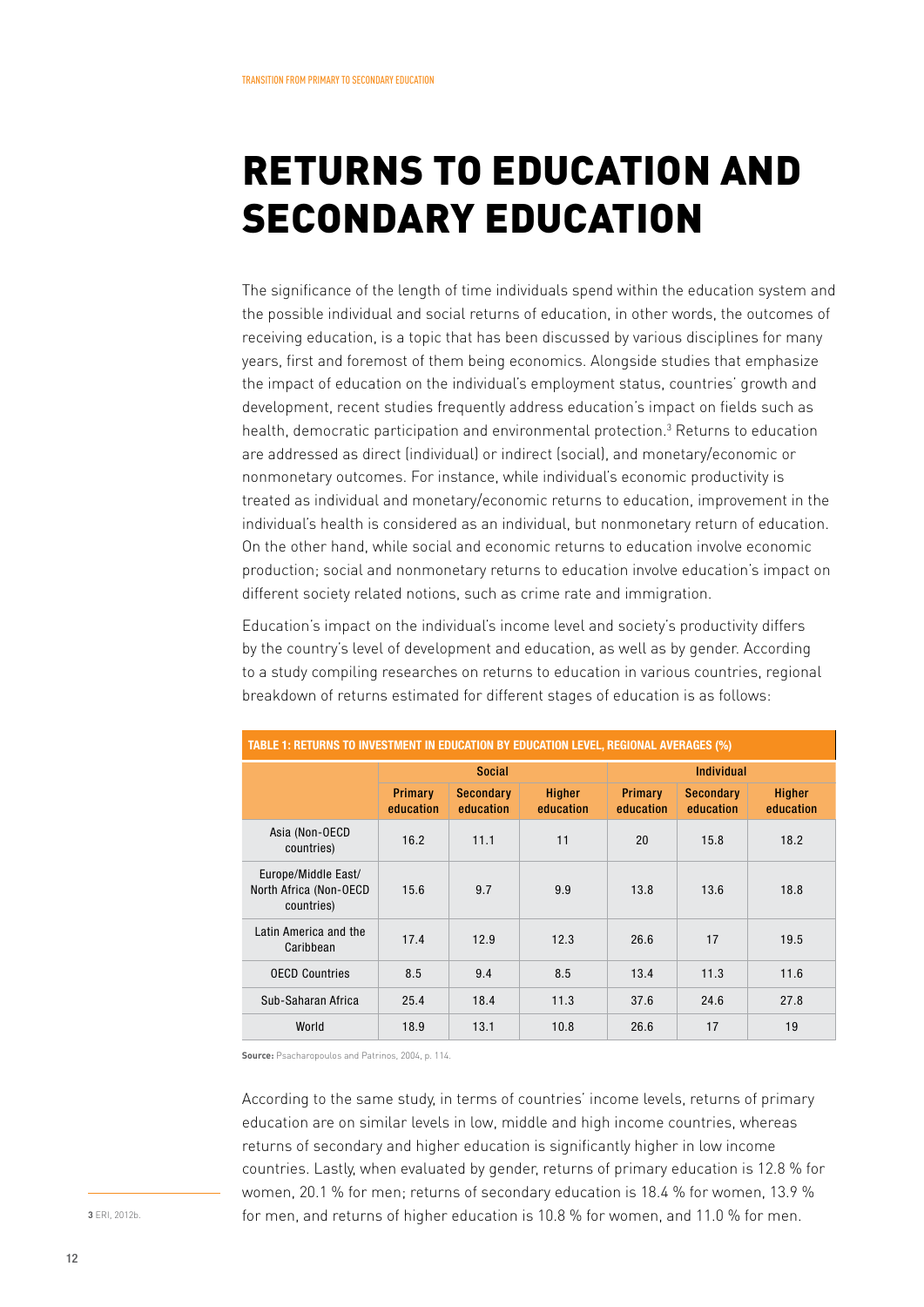# RETURNS TO EDUCATION AND SECONDARY EDUCATION

The significance of the length of time individuals spend within the education system and the possible individual and social returns of education, in other words, the outcomes of receiving education, is a topic that has been discussed by various disciplines for many years, first and foremost of them being economics. Alongside studies that emphasize the impact of education on the individual's employment status, countries' growth and development, recent studies frequently address education's impact on fields such as health, democratic participation and environmental protection.[3] Returns to education are addressed as direct (individual) or indirect (social), and monetary/economic or nonmonetary outcomes. For instance, while individual's economic productivity is treated as individual and monetary/economic returns to education, improvement in the individual's health is considered as an individual, but nonmonetary return of education. On the other hand, while social and economic returns to education involve economic production; social and nonmonetary returns to education involve education's impact on different society related notions, such as crime rate and immigration.

Education's impact on the individual's income level and society's productivity differs by the country's level of development and education, as well as by gender. According to a study compiling researches on returns to education in various countries, regional breakdown of returns estimated for different stages of education is as follows:

**TABLE 1: RETURNS TO INVESTMENT IN EDUCATION BY EDUCATION LEVEL, REGIONAL AVERAGES (%)**

| | Social | | | Individual | | |
|---|---|---|---|---|---|---|
| | Primary education | Secondary education | Higher education | Primary education | Secondary education | Higher education |
| Asia (Non-OECD countries) | 16.2 | 11.1 | 11 | 20 | 15.8 | 18.2 |
| Europe/Middle East/ North Africa (Non-OECD countries) | 15.6 | 9.7 | 9.9 | 13.8 | 13.6 | 18.8 |
| Latin America and the Caribbean | 17.4 | 12.9 | 12.3 | 26.6 | 17 | 19.5 |
| OECD Countries | 8.5 | 9.4 | 8.5 | 13.4 | 11.3 | 11.6 |
| Sub-Saharan Africa | 25.4 | 18.4 | 11.3 | 37.6 | 24.6 | 27.8 |
| World | 18.9 | 13.1 | 10.8 | 26.6 | 17 | 19 |

**Source:** Psacharopoulos and Patrinos, 2004, p. 114.

According to the same study, in terms of countries' income levels, returns of primary education are on similar levels in low, middle and high income countries, whereas returns of secondary and higher education is significantly higher in low income countries. Lastly, when evaluated by gender, returns of primary education is 12.8 % for women, 20.1 % for men; returns of secondary education is 18.4 % for women, 13.9 % for men, and returns of higher education is 10.8 % for women, and 11.0 % for men.

[3] ERI, 2012b.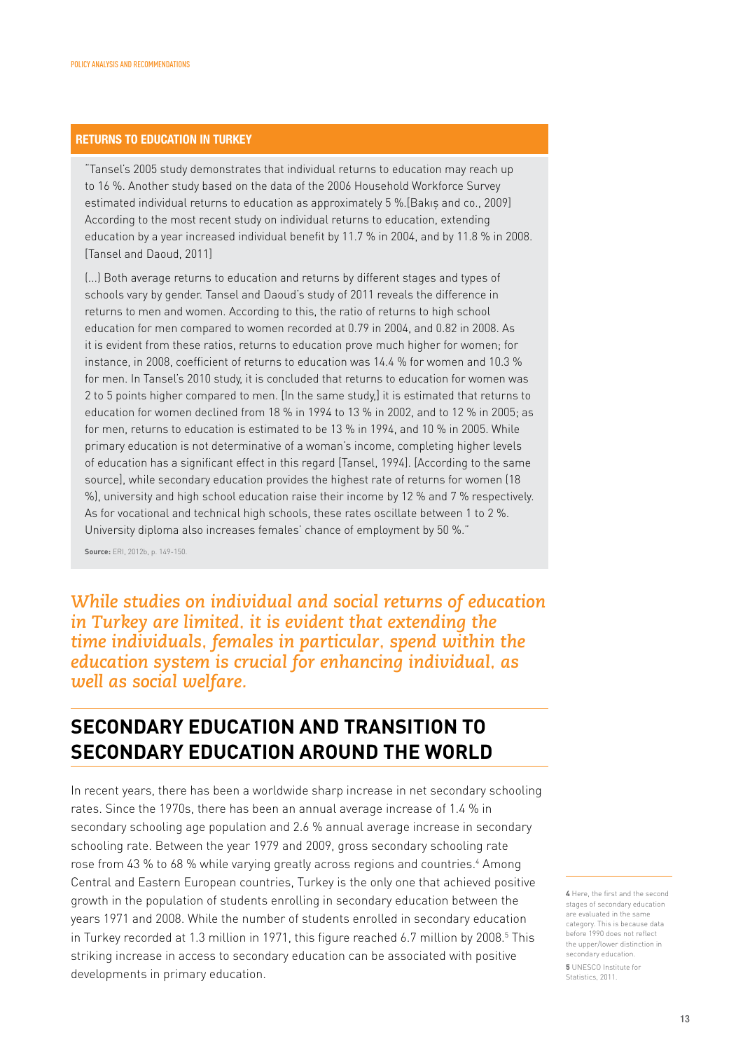### RETURNS TO EDUCATION IN TURKEY

"Tansel's 2005 study demonstrates that individual returns to education may reach up to 16 %. Another study based on the data of the 2006 Household Workforce Survey estimated individual returns to education as approximately 5 %.[Bakış and co., 2009] According to the most recent study on individual returns to education, extending education by a year increased individual benefit by 11.7 % in 2004, and by 11.8 % in 2008. [Tansel and Daoud, 2011]

(...) Both average returns to education and returns by different stages and types of schools vary by gender. Tansel and Daoud's study of 2011 reveals the difference in returns to men and women. According to this, the ratio of returns to high school education for men compared to women recorded at 0.79 in 2004, and 0.82 in 2008. As it is evident from these ratios, returns to education prove much higher for women; for instance, in 2008, coefficient of returns to education was 14.4 % for women and 10.3 % for men. In Tansel's 2010 study, it is concluded that returns to education for women was 2 to 5 points higher compared to men. [In the same study,] it is estimated that returns to education for women declined from 18 % in 1994 to 13 % in 2002, and to 12 % in 2005; as for men, returns to education is estimated to be 13 % in 1994, and 10 % in 2005. While primary education is not determinative of a woman's income, completing higher levels of education has a significant effect in this regard [Tansel, 1994]. [According to the same source], while secondary education provides the highest rate of returns for women (18 %), university and high school education raise their income by 12 % and 7 % respectively. As for vocational and technical high schools, these rates oscillate between 1 to 2 %. University diploma also increases females' chance of employment by 50 %."

**Source:** ERI, 2012b, p. 149-150.

*While studies on individual and social returns of education in Turkey are limited, it is evident that extending the time individuals, females in particular, spend within the education system is crucial for enhancing individual, as well as social welfare.*

## SECONDARY EDUCATION AND TRANSITION TO SECONDARY EDUCATION AROUND THE WORLD

In recent years, there has been a worldwide sharp increase in net secondary schooling rates. Since the 1970s, there has been an annual average increase of 1.4 % in secondary schooling age population and 2.6 % annual average increase in secondary schooling rate. Between the year 1979 and 2009, gross secondary schooling rate rose from 43 % to 68 % while varying greatly across regions and countries.[4] Among Central and Eastern European countries, Turkey is the only one that achieved positive growth in the population of students enrolling in secondary education between the years 1971 and 2008. While the number of students enrolled in secondary education in Turkey recorded at 1.3 million in 1971, this figure reached 6.7 million by 2008.[5] This striking increase in access to secondary education can be associated with positive developments in primary education.

[4] Here, the first and the second stages of secondary education are evaluated in the same category. This is because data before 1990 does not reflect the upper/lower distinction in secondary education.

[5] UNESCO Institute for Statistics, 2011.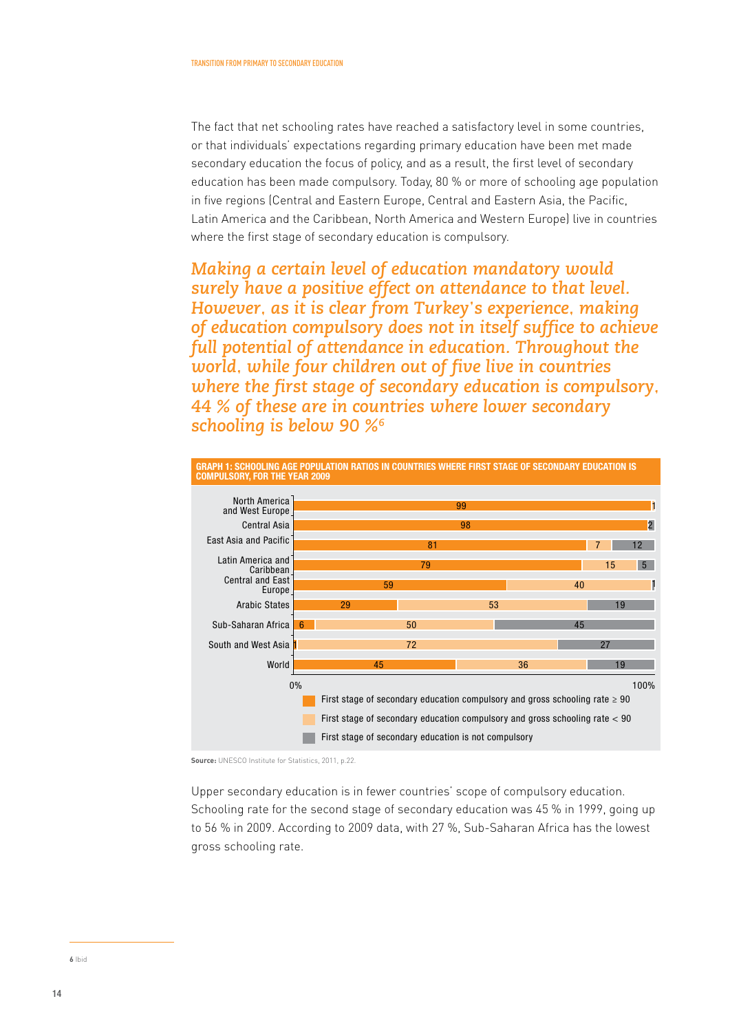The fact that net schooling rates have reached a satisfactory level in some countries, or that individuals' expectations regarding primary education have been met made secondary education the focus of policy, and as a result, the first level of secondary education has been made compulsory. Today, 80 % or more of schooling age population in five regions (Central and Eastern Europe, Central and Eastern Asia, the Pacific, Latin America and the Caribbean, North America and Western Europe) live in countries where the first stage of secondary education is compulsory.

*Making a certain level of education mandatory would surely have a positive effect on attendance to that level. However, as it is clear from Turkey's experience, making of education compulsory does not in itself suffice to achieve full potential of attendance in education. Throughout the world, while four children out of five live in countries where the first stage of secondary education is compulsory, 44 % of these are in countries where lower secondary schooling is below 90 %*[6]

**GRAPH 1: SCHOOLING AGE POPULATION RATIOS IN COUNTRIES WHERE FIRST STAGE OF SECONDARY EDUCATION IS COMPULSORY, FOR THE YEAR 2009**

| Region | First stage of secondary education compulsory and gross schooling rate ≥ 90 | First stage of secondary education compulsory and gross schooling rate < 90 | First stage of secondary education is not compulsory |
|---|---|---|---|
| North America and West Europe | 99 | | 1 |
| Central Asia | 98 | | 2 |
| East Asia and Pacific | 81 | 7 | 12 |
| Latin America and Caribbean | 79 | 15 | 5 |
| Central and East Europe | 59 | 40 | 1 |
| Arabic States | 29 | 53 | 19 |
| Sub-Saharan Africa | 6 | 50 | 45 |
| South and West Asia | 1 | 72 | 27 |
| World | 45 | 36 | 19 |

**Source:** UNESCO Institute for Statistics, 2011, p.22.

Upper secondary education is in fewer countries' scope of compulsory education. Schooling rate for the second stage of secondary education was 45 % in 1999, going up to 56 % in 2009. According to 2009 data, with 27 %, Sub-Saharan Africa has the lowest gross schooling rate.

---

**6** Ibid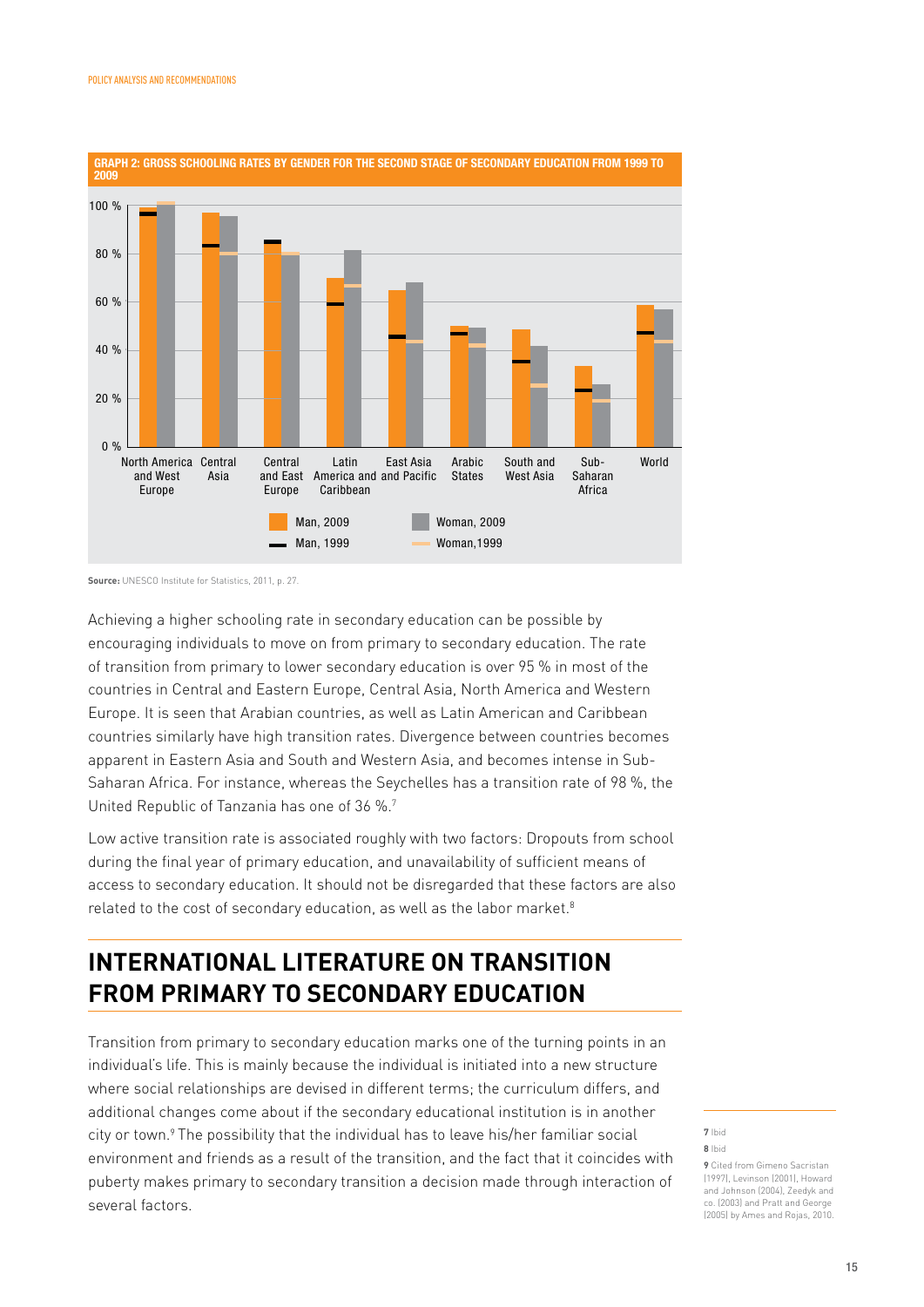**GRAPH 2: GROSS SCHOOLING RATES BY GENDER FOR THE SECOND STAGE OF SECONDARY EDUCATION FROM 1999 TO 2009**

**Source:** UNESCO Institute for Statistics, 2011, p. 27.

Achieving a higher schooling rate in secondary education can be possible by encouraging individuals to move on from primary to secondary education. The rate of transition from primary to lower secondary education is over 95 % in most of the countries in Central and Eastern Europe, Central Asia, North America and Western Europe. It is seen that Arabian countries, as well as Latin American and Caribbean countries similarly have high transition rates. Divergence between countries becomes apparent in Eastern Asia and South and Western Asia, and becomes intense in Sub-Saharan Africa. For instance, whereas the Seychelles has a transition rate of 98 %, the United Republic of Tanzania has one of 36 %.[7]

Low active transition rate is associated roughly with two factors: Dropouts from school during the final year of primary education, and unavailability of sufficient means of access to secondary education. It should not be disregarded that these factors are also related to the cost of secondary education, as well as the labor market.[8]

## INTERNATIONAL LITERATURE ON TRANSITION FROM PRIMARY TO SECONDARY EDUCATION

Transition from primary to secondary education marks one of the turning points in an individual's life. This is mainly because the individual is initiated into a new structure where social relationships are devised in different terms; the curriculum differs, and additional changes come about if the secondary educational institution is in another city or town.[9] The possibility that the individual has to leave his/her familiar social environment and friends as a result of the transition, and the fact that it coincides with puberty makes primary to secondary transition a decision made through interaction of several factors.

**7** Ibid

**8** Ibid

**9** Cited from Gimeno Sacristan (1997), Levinson (2001), Howard and Johnson (2004), Zeedyk and co. (2003) and Pratt and George (2005) by Ames and Rojas, 2010.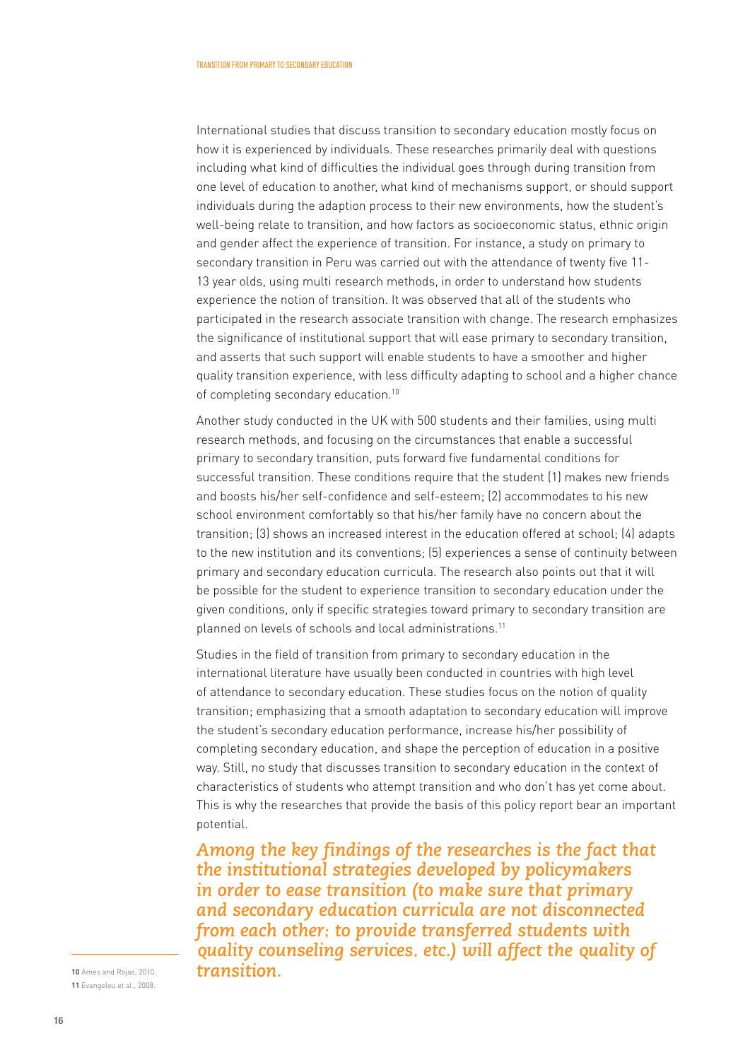International studies that discuss transition to secondary education mostly focus on how it is experienced by individuals. These researches primarily deal with questions including what kind of difficulties the individual goes through during transition from one level of education to another, what kind of mechanisms support, or should support individuals during the adaption process to their new environments, how the student's well-being relate to transition, and how factors as socioeconomic status, ethnic origin and gender affect the experience of transition. For instance, a study on primary to secondary transition in Peru was carried out with the attendance of twenty five 11-13 year olds, using multi research methods, in order to understand how students experience the notion of transition. It was observed that all of the students who participated in the research associate transition with change. The research emphasizes the significance of institutional support that will ease primary to secondary transition, and asserts that such support will enable students to have a smoother and higher quality transition experience, with less difficulty adapting to school and a higher chance of completing secondary education.[10]

Another study conducted in the UK with 500 students and their families, using multi research methods, and focusing on the circumstances that enable a successful primary to secondary transition, puts forward five fundamental conditions for successful transition. These conditions require that the student (1) makes new friends and boosts his/her self-confidence and self-esteem; (2) accommodates to his new school environment comfortably so that his/her family have no concern about the transition; (3) shows an increased interest in the education offered at school; (4) adapts to the new institution and its conventions; (5) experiences a sense of continuity between primary and secondary education curricula. The research also points out that it will be possible for the student to experience transition to secondary education under the given conditions, only if specific strategies toward primary to secondary transition are planned on levels of schools and local administrations.[11]

Studies in the field of transition from primary to secondary education in the international literature have usually been conducted in countries with high level of attendance to secondary education. These studies focus on the notion of quality transition; emphasizing that a smooth adaptation to secondary education will improve the student's secondary education performance, increase his/her possibility of completing secondary education, and shape the perception of education in a positive way. Still, no study that discusses transition to secondary education in the context of characteristics of students who attempt transition and who don't has yet come about. This is why the researches that provide the basis of this policy report bear an important potential.

***Among the key findings of the researches is the fact that the institutional strategies developed by policymakers in order to ease transition (to make sure that primary and secondary education curricula are not disconnected from each other; to provide transferred students with quality counseling services, etc.) will affect the quality of transition.***

---

10 Ames and Rojas, 2010.

11 Evangelou et al., 2008.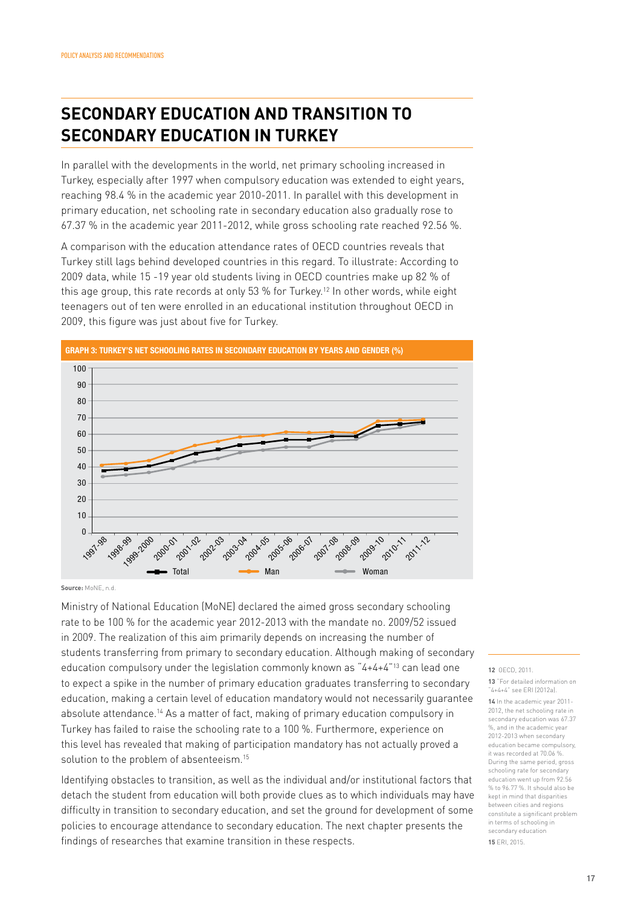# SECONDARY EDUCATION AND TRANSITION TO SECONDARY EDUCATION IN TURKEY

In parallel with the developments in the world, net primary schooling increased in Turkey, especially after 1997 when compulsory education was extended to eight years, reaching 98.4 % in the academic year 2010-2011. In parallel with this development in primary education, net schooling rate in secondary education also gradually rose to 67.37 % in the academic year 2011-2012, while gross schooling rate reached 92.56 %.

A comparison with the education attendance rates of OECD countries reveals that Turkey still lags behind developed countries in this regard. To illustrate: According to 2009 data, while 15 -19 year old students living in OECD countries make up 82 % of this age group, this rate records at only 53 % for Turkey.[12] In other words, while eight teenagers out of ten were enrolled in an educational institution throughout OECD in 2009, this figure was just about five for Turkey.

**GRAPH 3: TURKEY'S NET SCHOOLING RATES IN SECONDARY EDUCATION BY YEARS AND GENDER (%)**

**Source:** MoNE, n.d.

Ministry of National Education (MoNE) declared the aimed gross secondary schooling rate to be 100 % for the academic year 2012-2013 with the mandate no. 2009/52 issued in 2009. The realization of this aim primarily depends on increasing the number of students transferring from primary to secondary education. Although making of secondary education compulsory under the legislation commonly known as "4+4+4"[13] can lead one to expect a spike in the number of primary education graduates transferring to secondary education, making a certain level of education mandatory would not necessarily guarantee absolute attendance.[14] As a matter of fact, making of primary education compulsory in Turkey has failed to raise the schooling rate to a 100 %. Furthermore, experience on this level has revealed that making of participation mandatory has not actually proved a solution to the problem of absenteeism.[15]

Identifying obstacles to transition, as well as the individual and/or institutional factors that detach the student from education will both provide clues as to which individuals may have difficulty in transition to secondary education, and set the ground for development of some policies to encourage attendance to secondary education. The next chapter presents the findings of researches that examine transition in these respects.

---

**12** OECD, 2011.

**13** "For detailed information on "4+4+4" see ERI (2012a).

**14** In the academic year 2011-2012, the net schooling rate in secondary education was 67.37 %, and in the academic year 2012-2013 when secondary education became compulsory, it was recorded at 70.06 %. During the same period, gross schooling rate for secondary education went up from 92.56 % to 96.77 %. It should also be kept in mind that disparities between cities and regions constitute a significant problem in terms of schooling in secondary education

**15** ERI, 2015.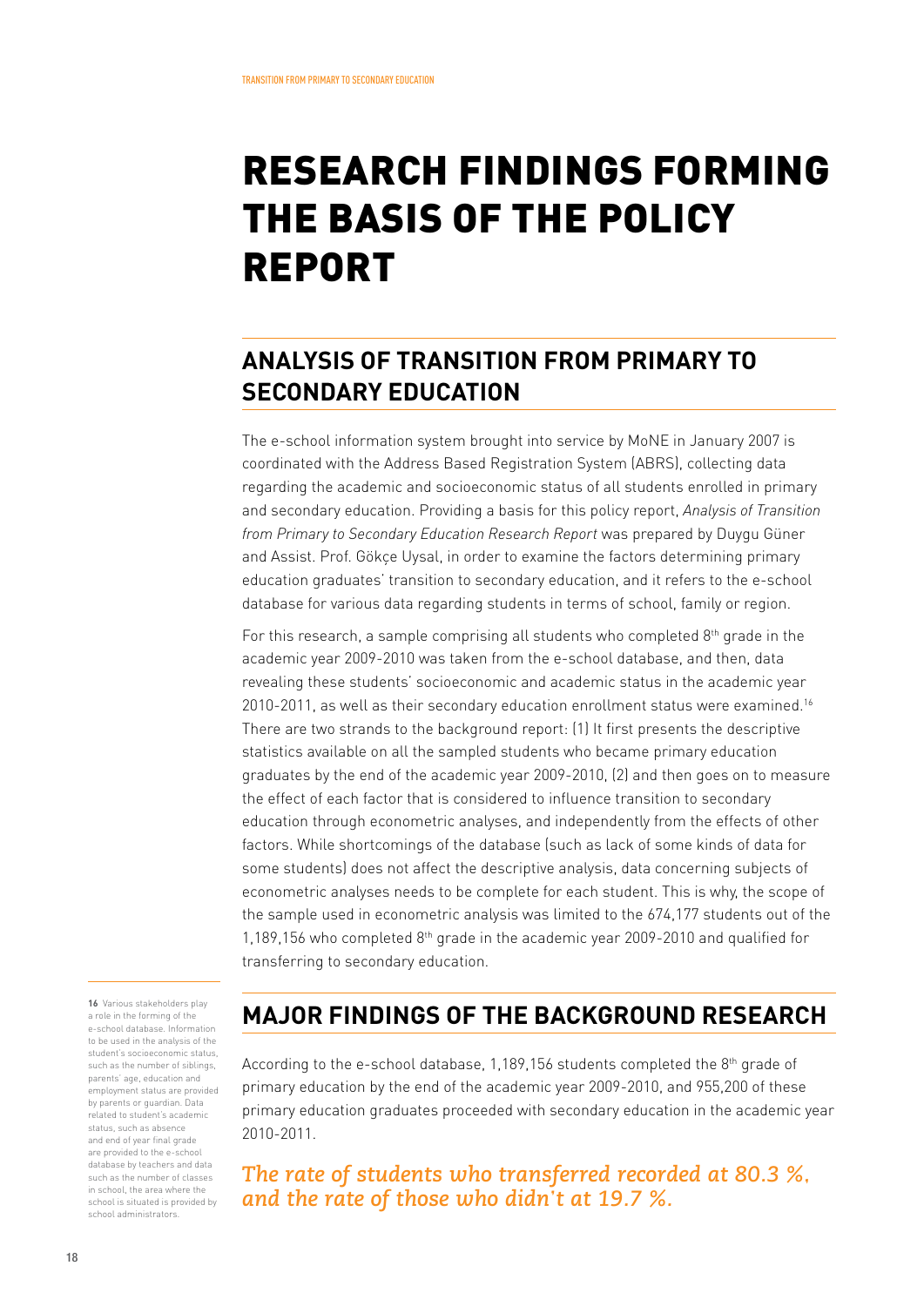# RESEARCH FINDINGS FORMING THE BASIS OF THE POLICY REPORT

## ANALYSIS OF TRANSITION FROM PRIMARY TO SECONDARY EDUCATION

The e-school information system brought into service by MoNE in January 2007 is coordinated with the Address Based Registration System (ABRS), collecting data regarding the academic and socioeconomic status of all students enrolled in primary and secondary education. Providing a basis for this policy report, *Analysis of Transition from Primary to Secondary Education Research Report* was prepared by Duygu Güner and Assist. Prof. Gökçe Uysal, in order to examine the factors determining primary education graduates' transition to secondary education, and it refers to the e-school database for various data regarding students in terms of school, family or region.

For this research, a sample comprising all students who completed 8th grade in the academic year 2009-2010 was taken from the e-school database, and then, data revealing these students' socioeconomic and academic status in the academic year 2010-2011, as well as their secondary education enrollment status were examined.[16] There are two strands to the background report: (1) It first presents the descriptive statistics available on all the sampled students who became primary education graduates by the end of the academic year 2009-2010, (2) and then goes on to measure the effect of each factor that is considered to influence transition to secondary education through econometric analyses, and independently from the effects of other factors. While shortcomings of the database (such as lack of some kinds of data for some students) does not affect the descriptive analysis, data concerning subjects of econometric analyses needs to be complete for each student. This is why, the scope of the sample used in econometric analysis was limited to the 674,177 students out of the 1,189,156 who completed 8th grade in the academic year 2009-2010 and qualified for transferring to secondary education.

## MAJOR FINDINGS OF THE BACKGROUND RESEARCH

According to the e-school database, 1,189,156 students completed the 8th grade of primary education by the end of the academic year 2009-2010, and 955,200 of these primary education graduates proceeded with secondary education in the academic year 2010-2011.

*The rate of students who transferred recorded at 80.3 %, and the rate of those who didn't at 19.7 %.*

---

16 Various stakeholders play a role in the forming of the e-school database. Information to be used in the analysis of the student's socioeconomic status, such as the number of siblings, parents' age, education and employment status are provided by parents or guardian. Data related to student's academic status, such as absence and end of year final grade are provided to the e-school database by teachers and data such as the number of classes in school, the area where the school is situated is provided by school administrators.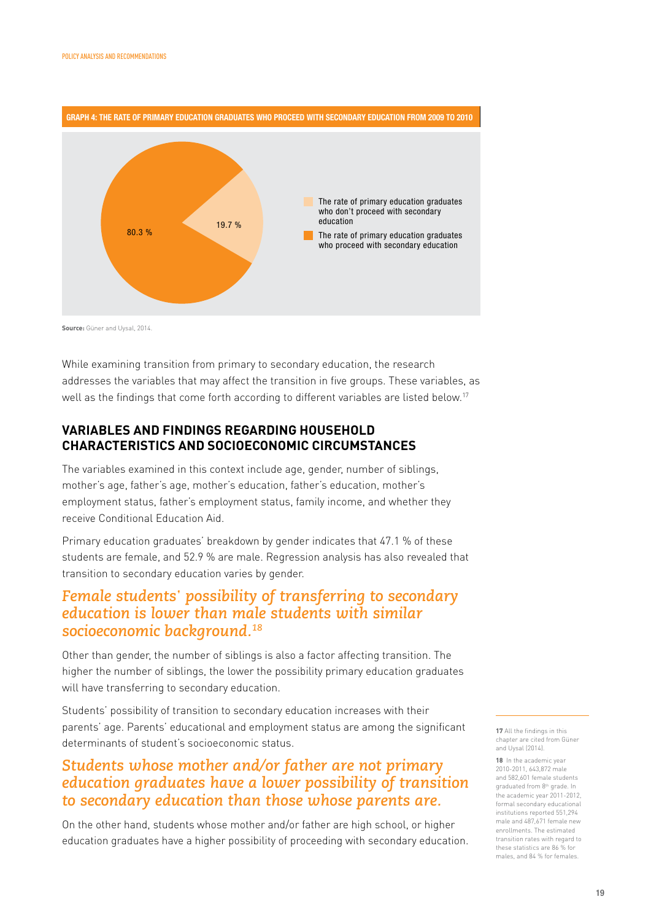**GRAPH 4: THE RATE OF PRIMARY EDUCATION GRADUATES WHO PROCEED WITH SECONDARY EDUCATION FROM 2009 TO 2010**

| | Rate |
|---|---|
| The rate of primary education graduates who don't proceed with secondary education | 19.7 % |
| The rate of primary education graduates who proceed with secondary education | 80.3 % |

**Source:** Güner and Uysal, 2014.

While examining transition from primary to secondary education, the research addresses the variables that may affect the transition in five groups. These variables, as well as the findings that come forth according to different variables are listed below.[17]

## VARIABLES AND FINDINGS REGARDING HOUSEHOLD CHARACTERISTICS AND SOCIOECONOMIC CIRCUMSTANCES

The variables examined in this context include age, gender, number of siblings, mother's age, father's age, mother's education, father's education, mother's employment status, father's employment status, family income, and whether they receive Conditional Education Aid.

Primary education graduates' breakdown by gender indicates that 47.1 % of these students are female, and 52.9 % are male. Regression analysis has also revealed that transition to secondary education varies by gender.

*Female students' possibility of transferring to secondary education is lower than male students with similar socioeconomic background.*[18]

Other than gender, the number of siblings is also a factor affecting transition. The higher the number of siblings, the lower the possibility primary education graduates will have transferring to secondary education.

Students' possibility of transition to secondary education increases with their parents' age. Parents' educational and employment status are among the significant determinants of student's socioeconomic status.

*Students whose mother and/or father are not primary education graduates have a lower possibility of transition to secondary education than those whose parents are.*

On the other hand, students whose mother and/or father are high school, or higher education graduates have a higher possibility of proceeding with secondary education.

---

[17] All the findings in this chapter are cited from Güner and Uysal (2014).

[18] In the academic year 2010-2011, 643,872 male and 582,601 female students graduated from 8th grade. In the academic year 2011-2012, formal secondary educational institutions reported 551,294 male and 487,671 female new enrollments. The estimated transition rates with regard to these statistics are 86 % for males, and 84 % for females.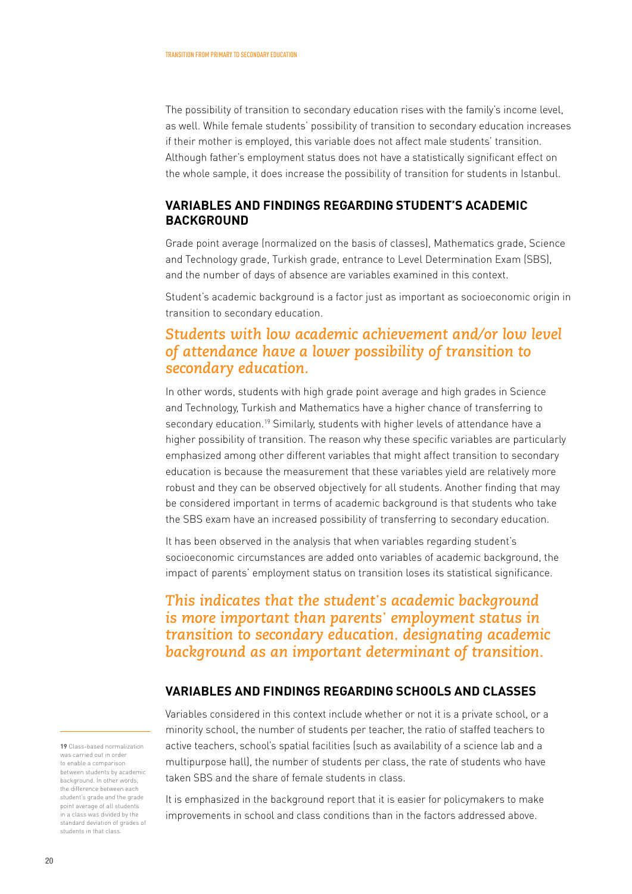The possibility of transition to secondary education rises with the family's income level, as well. While female students' possibility of transition to secondary education increases if their mother is employed, this variable does not affect male students' transition. Although father's employment status does not have a statistically significant effect on the whole sample, it does increase the possibility of transition for students in Istanbul.

### VARIABLES AND FINDINGS REGARDING STUDENT'S ACADEMIC BACKGROUND

Grade point average (normalized on the basis of classes), Mathematics grade, Science and Technology grade, Turkish grade, entrance to Level Determination Exam (SBS), and the number of days of absence are variables examined in this context.

Student's academic background is a factor just as important as socioeconomic origin in transition to secondary education.

*Students with low academic achievement and/or low level of attendance have a lower possibility of transition to secondary education.*

In other words, students with high grade point average and high grades in Science and Technology, Turkish and Mathematics have a higher chance of transferring to secondary education.[19] Similarly, students with higher levels of attendance have a higher possibility of transition. The reason why these specific variables are particularly emphasized among other different variables that might affect transition to secondary education is because the measurement that these variables yield are relatively more robust and they can be observed objectively for all students. Another finding that may be considered important in terms of academic background is that students who take the SBS exam have an increased possibility of transferring to secondary education.

It has been observed in the analysis that when variables regarding student's socioeconomic circumstances are added onto variables of academic background, the impact of parents' employment status on transition loses its statistical significance.

*This indicates that the student's academic background is more important than parents' employment status in transition to secondary education, designating academic background as an important determinant of transition.*

### VARIABLES AND FINDINGS REGARDING SCHOOLS AND CLASSES

Variables considered in this context include whether or not it is a private school, or a minority school, the number of students per teacher, the ratio of staffed teachers to active teachers, school's spatial facilities (such as availability of a science lab and a multipurpose hall), the number of students per class, the rate of students who have taken SBS and the share of female students in class.

It is emphasized in the background report that it is easier for policymakers to make improvements in school and class conditions than in the factors addressed above.

---

19 Class-based normalization was carried out in order to enable a comparison between students by academic background. In other words, the difference between each student's grade and the grade point average of all students in a class was divided by the standard deviation of grades of students in that class.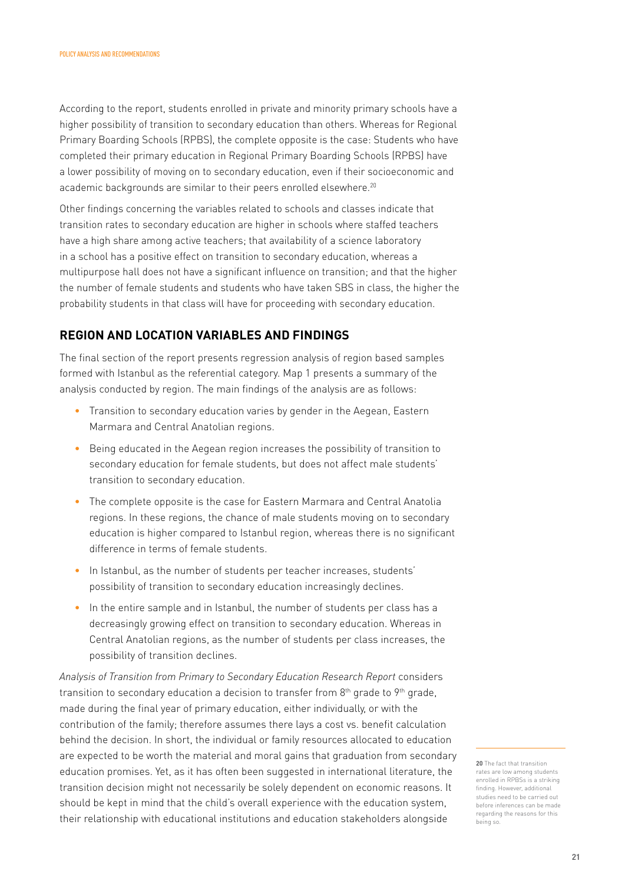According to the report, students enrolled in private and minority primary schools have a higher possibility of transition to secondary education than others. Whereas for Regional Primary Boarding Schools (RPBS), the complete opposite is the case: Students who have completed their primary education in Regional Primary Boarding Schools (RPBS) have a lower possibility of moving on to secondary education, even if their socioeconomic and academic backgrounds are similar to their peers enrolled elsewhere.[20]

Other findings concerning the variables related to schools and classes indicate that transition rates to secondary education are higher in schools where staffed teachers have a high share among active teachers; that availability of a science laboratory in a school has a positive effect on transition to secondary education, whereas a multipurpose hall does not have a significant influence on transition; and that the higher the number of female students and students who have taken SBS in class, the higher the probability students in that class will have for proceeding with secondary education.

## REGION AND LOCATION VARIABLES AND FINDINGS

The final section of the report presents regression analysis of region based samples formed with Istanbul as the referential category. Map 1 presents a summary of the analysis conducted by region. The main findings of the analysis are as follows:

- Transition to secondary education varies by gender in the Aegean, Eastern Marmara and Central Anatolian regions.
- Being educated in the Aegean region increases the possibility of transition to secondary education for female students, but does not affect male students' transition to secondary education.
- The complete opposite is the case for Eastern Marmara and Central Anatolia regions. In these regions, the chance of male students moving on to secondary education is higher compared to Istanbul region, whereas there is no significant difference in terms of female students.
- In Istanbul, as the number of students per teacher increases, students' possibility of transition to secondary education increasingly declines.
- In the entire sample and in Istanbul, the number of students per class has a decreasingly growing effect on transition to secondary education. Whereas in Central Anatolian regions, as the number of students per class increases, the possibility of transition declines.

*Analysis of Transition from Primary to Secondary Education Research Report* considers transition to secondary education a decision to transfer from 8th grade to 9th grade, made during the final year of primary education, either individually, or with the contribution of the family; therefore assumes there lays a cost vs. benefit calculation behind the decision. In short, the individual or family resources allocated to education are expected to be worth the material and moral gains that graduation from secondary education promises. Yet, as it has often been suggested in international literature, the transition decision might not necessarily be solely dependent on economic reasons. It should be kept in mind that the child's overall experience with the education system, their relationship with educational institutions and education stakeholders alongside

**20** The fact that transition rates are low among students enrolled in RPBSs is a striking finding. However, additional studies need to be carried out before inferences can be made regarding the reasons for this being so.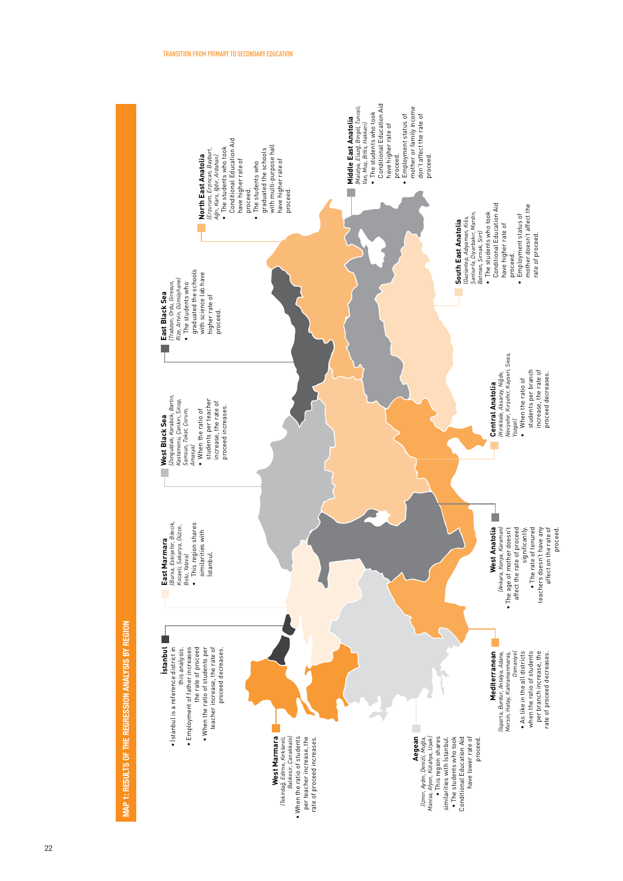## MAP 1: RESULTS OF THE REGRESSION ANALYSIS BY REGION

**İstanbul**

- İstanbul is a reference district in this analysis.
- Employment of father increases the rate of proceed
- When the ratio of students per teacher increase, the rate of proceed decreases.

**West Marmara**
*(Tekirdağ, Edirne, Kırklareli, Balıkesir, Çanakkale)*

- When the ratio of students per teacher increase, the rate of proceed increases.

**East Marmara**
*(Bursa, Eskişehir, Bilecik, Kocaeli, Sakarya, Düzce, Bolu, Yalova)*

- This region shares similarities with İstanbul.

**Aegean**
*(İzmir, Aydın, Denizli, Muğla, Manisa, Afyon, Kütahya, Uşak)*

- This region shares similarities with İstanbul.
- The students who took Conditional Education Aid have lower rate of proceed.

**West Black Sea**
*(Zonguldak, Karabük, Bartın, Kastamonu, Çankırı, Sinop, Samsun, Tokat, Çorum, Amasya)*

- When the ratio of students per teacher increase, the rate of proceed increases.

**Mediterranean**
*(Isparta, Burdur, Antalya, Adana, Mersin, Hatay, Kahramanmaraş, Osmaniye)*

- As like in the all districts when the ratio of students per branch increase, the rate of proceed decreases.

**West Anatolia**
*(Ankara, Konya, Karaman)*

- The age of mother doesn't affect the rate of proceed significantly.
- The rate of tenured teachers doesn't have any affect on the rate of proceed.

**East Black Sea**
*(Trabzon, Ordu, Giresun, Rize, Artvin, Gümüşhane)*

- The students who graduated the schools with science lab have higher rate of proceed.

**Central Anatolia**
*(Kırıkkale, Aksaray, Niğde, Nevşehir, Kırşehir, Kayseri, Sivas, Yozgat)*

- When the ratio of students per branch increase, the rate of proceed decreases.

**North East Anatolia**
*(Erzurum, Erzincan, Bayburt, Ağrı, Kars, Iğdır, Ardahan)*

- The students who took Conditional Education Aid have higher rate of proceed.
- The students who graduated the schools with multi-purpose hall have higher rate of proceed.

**South East Anatolia**
*(Gaziantep, Adıyaman, Kilis, Şanlıurfa, Diyarbakır, Mardin, Batman, Şırnak, Siirt)*

- The students who took Conditional Education Aid have higher rate of proceed.
- Employment status of mother doesn't affect the rate of proceed.

**Middle East Anatolia**
*(Malatya, Elazığ, Bingöl, Tunceli, Van, Muş, Bitlis, Hakkari)*

- The students who took Conditional Education Aid have higher rate of proceed.
- Employment status of mother or family income don't affect the rate of proceed.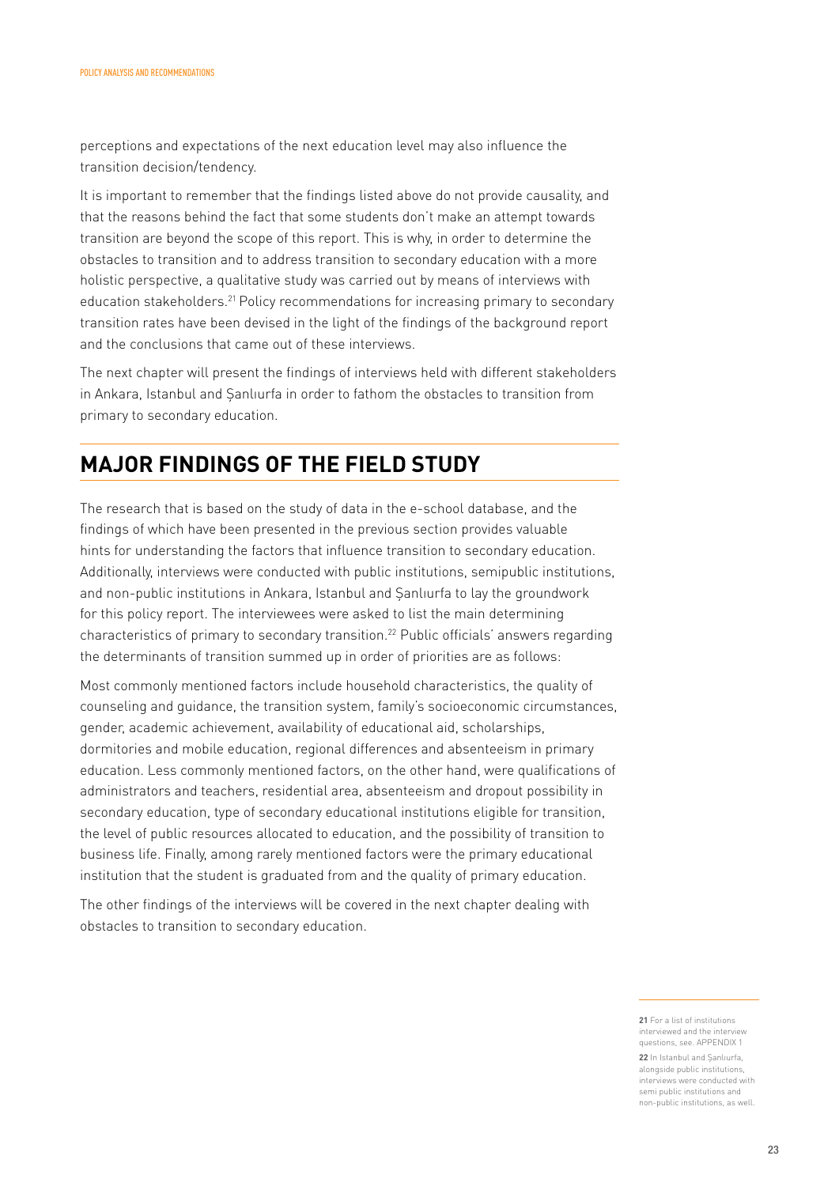perceptions and expectations of the next education level may also influence the transition decision/tendency.

It is important to remember that the findings listed above do not provide causality, and that the reasons behind the fact that some students don't make an attempt towards transition are beyond the scope of this report. This is why, in order to determine the obstacles to transition and to address transition to secondary education with a more holistic perspective, a qualitative study was carried out by means of interviews with education stakeholders.[21] Policy recommendations for increasing primary to secondary transition rates have been devised in the light of the findings of the background report and the conclusions that came out of these interviews.

The next chapter will present the findings of interviews held with different stakeholders in Ankara, Istanbul and Şanlıurfa in order to fathom the obstacles to transition from primary to secondary education.

## MAJOR FINDINGS OF THE FIELD STUDY

The research that is based on the study of data in the e-school database, and the findings of which have been presented in the previous section provides valuable hints for understanding the factors that influence transition to secondary education. Additionally, interviews were conducted with public institutions, semipublic institutions, and non-public institutions in Ankara, Istanbul and Şanlıurfa to lay the groundwork for this policy report. The interviewees were asked to list the main determining characteristics of primary to secondary transition.[22] Public officials' answers regarding the determinants of transition summed up in order of priorities are as follows:

Most commonly mentioned factors include household characteristics, the quality of counseling and guidance, the transition system, family's socioeconomic circumstances, gender, academic achievement, availability of educational aid, scholarships, dormitories and mobile education, regional differences and absenteeism in primary education. Less commonly mentioned factors, on the other hand, were qualifications of administrators and teachers, residential area, absenteeism and dropout possibility in secondary education, type of secondary educational institutions eligible for transition, the level of public resources allocated to education, and the possibility of transition to business life. Finally, among rarely mentioned factors were the primary educational institution that the student is graduated from and the quality of primary education.

The other findings of the interviews will be covered in the next chapter dealing with obstacles to transition to secondary education.

---

**21** For a list of institutions interviewed and the interview questions, see. APPENDIX 1

**22** In Istanbul and Şanlıurfa, alongside public institutions, interviews were conducted with semi public institutions and non-public institutions, as well.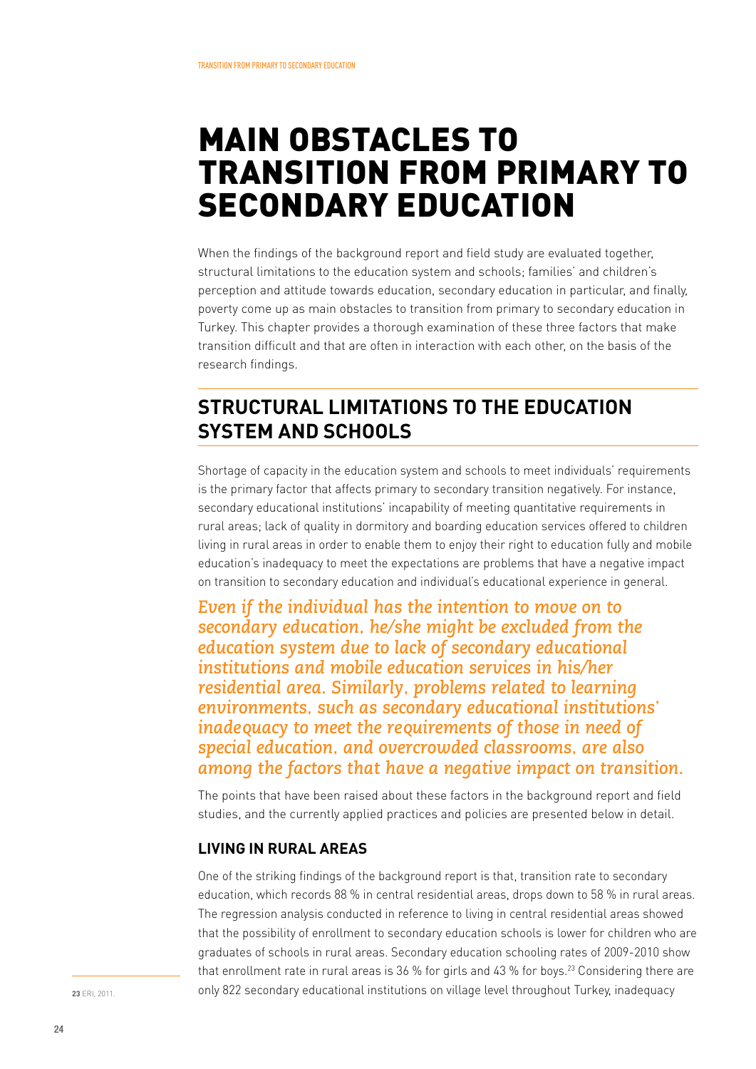# MAIN OBSTACLES TO TRANSITION FROM PRIMARY TO SECONDARY EDUCATION

When the findings of the background report and field study are evaluated together, structural limitations to the education system and schools; families' and children's perception and attitude towards education, secondary education in particular, and finally, poverty come up as main obstacles to transition from primary to secondary education in Turkey. This chapter provides a thorough examination of these three factors that make transition difficult and that are often in interaction with each other, on the basis of the research findings.

## STRUCTURAL LIMITATIONS TO THE EDUCATION SYSTEM AND SCHOOLS

Shortage of capacity in the education system and schools to meet individuals' requirements is the primary factor that affects primary to secondary transition negatively. For instance, secondary educational institutions' incapability of meeting quantitative requirements in rural areas; lack of quality in dormitory and boarding education services offered to children living in rural areas in order to enable them to enjoy their right to education fully and mobile education's inadequacy to meet the expectations are problems that have a negative impact on transition to secondary education and individual's educational experience in general.

*Even if the individual has the intention to move on to secondary education, he/she might be excluded from the education system due to lack of secondary educational institutions and mobile education services in his/her residential area. Similarly, problems related to learning environments, such as secondary educational institutions' inadequacy to meet the requirements of those in need of special education, and overcrowded classrooms, are also among the factors that have a negative impact on transition.*

The points that have been raised about these factors in the background report and field studies, and the currently applied practices and policies are presented below in detail.

### LIVING IN RURAL AREAS

One of the striking findings of the background report is that, transition rate to secondary education, which records 88 % in central residential areas, drops down to 58 % in rural areas. The regression analysis conducted in reference to living in central residential areas showed that the possibility of enrollment to secondary education schools is lower for children who are graduates of schools in rural areas. Secondary education schooling rates of 2009-2010 show that enrollment rate in rural areas is 36 % for girls and 43 % for boys.[23] Considering there are only 822 secondary educational institutions on village level throughout Turkey, inadequacy

[23] ERI, 2011.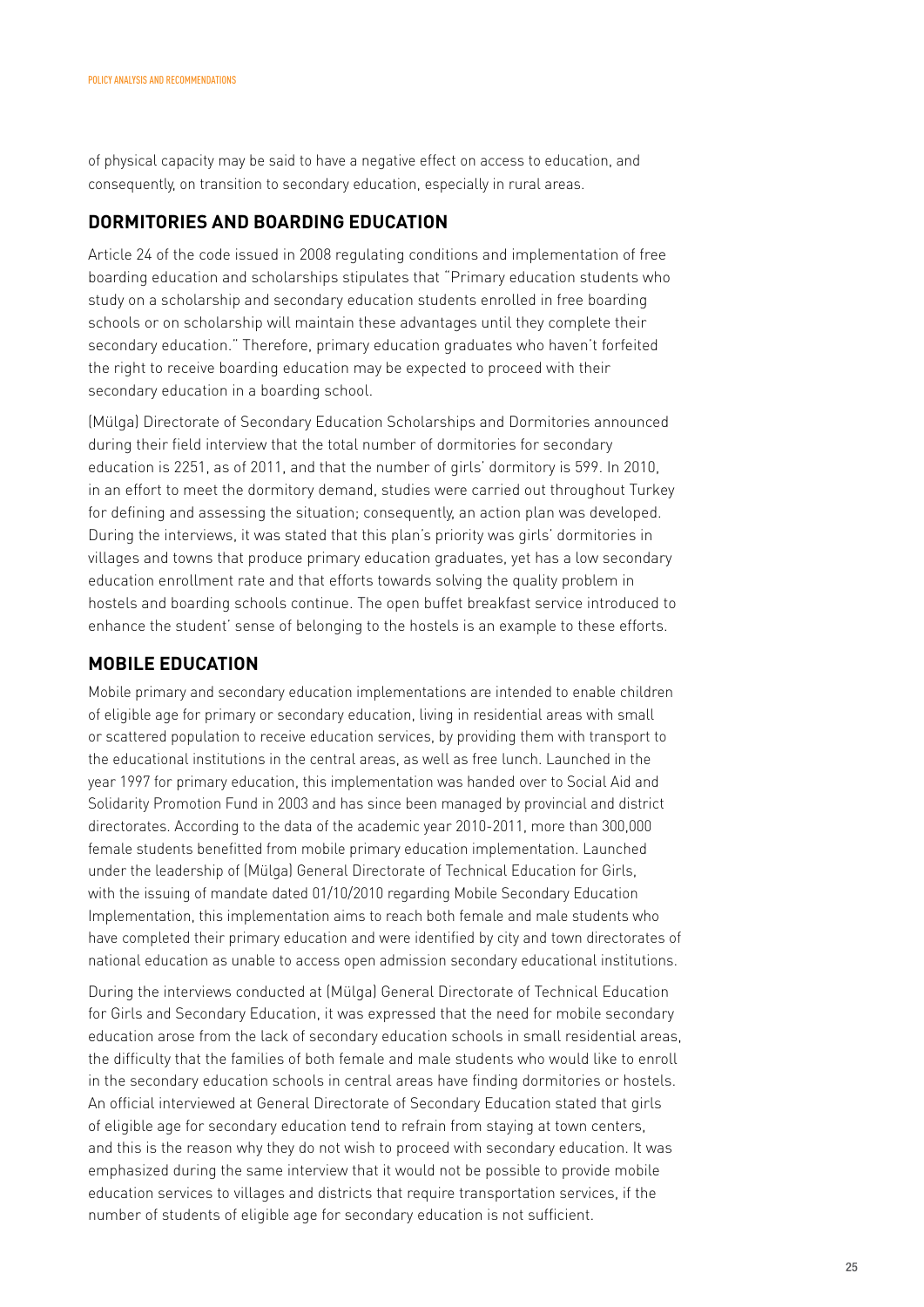of physical capacity may be said to have a negative effect on access to education, and consequently, on transition to secondary education, especially in rural areas.

## DORMITORIES AND BOARDING EDUCATION

Article 24 of the code issued in 2008 regulating conditions and implementation of free boarding education and scholarships stipulates that "Primary education students who study on a scholarship and secondary education students enrolled in free boarding schools or on scholarship will maintain these advantages until they complete their secondary education." Therefore, primary education graduates who haven't forfeited the right to receive boarding education may be expected to proceed with their secondary education in a boarding school.

(Mülga) Directorate of Secondary Education Scholarships and Dormitories announced during their field interview that the total number of dormitories for secondary education is 2251, as of 2011, and that the number of girls' dormitory is 599. In 2010, in an effort to meet the dormitory demand, studies were carried out throughout Turkey for defining and assessing the situation; consequently, an action plan was developed. During the interviews, it was stated that this plan's priority was girls' dormitories in villages and towns that produce primary education graduates, yet has a low secondary education enrollment rate and that efforts towards solving the quality problem in hostels and boarding schools continue. The open buffet breakfast service introduced to enhance the student' sense of belonging to the hostels is an example to these efforts.

## MOBILE EDUCATION

Mobile primary and secondary education implementations are intended to enable children of eligible age for primary or secondary education, living in residential areas with small or scattered population to receive education services, by providing them with transport to the educational institutions in the central areas, as well as free lunch. Launched in the year 1997 for primary education, this implementation was handed over to Social Aid and Solidarity Promotion Fund in 2003 and has since been managed by provincial and district directorates. According to the data of the academic year 2010-2011, more than 300,000 female students benefitted from mobile primary education implementation. Launched under the leadership of (Mülga) General Directorate of Technical Education for Girls, with the issuing of mandate dated 01/10/2010 regarding Mobile Secondary Education Implementation, this implementation aims to reach both female and male students who have completed their primary education and were identified by city and town directorates of national education as unable to access open admission secondary educational institutions.

During the interviews conducted at (Mülga) General Directorate of Technical Education for Girls and Secondary Education, it was expressed that the need for mobile secondary education arose from the lack of secondary education schools in small residential areas, the difficulty that the families of both female and male students who would like to enroll in the secondary education schools in central areas have finding dormitories or hostels. An official interviewed at General Directorate of Secondary Education stated that girls of eligible age for secondary education tend to refrain from staying at town centers, and this is the reason why they do not wish to proceed with secondary education. It was emphasized during the same interview that it would not be possible to provide mobile education services to villages and districts that require transportation services, if the number of students of eligible age for secondary education is not sufficient.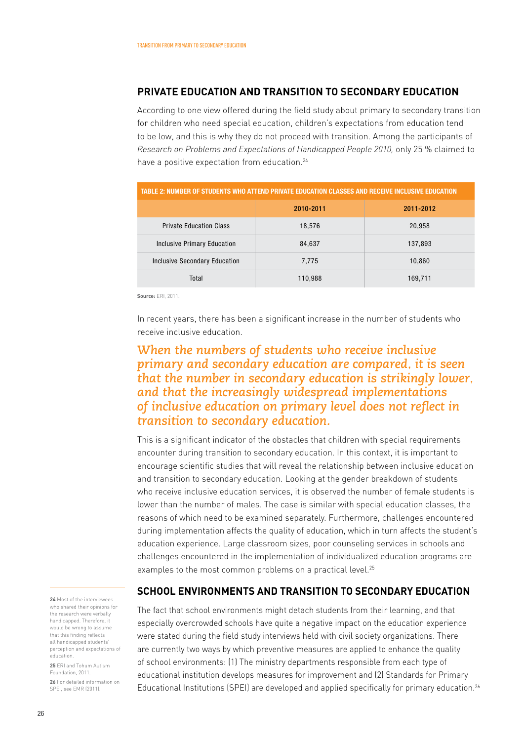## PRIVATE EDUCATION AND TRANSITION TO SECONDARY EDUCATION

According to one view offered during the field study about primary to secondary transition for children who need special education, children's expectations from education tend to be low, and this is why they do not proceed with transition. Among the participants of *Research on Problems and Expectations of Handicapped People 2010,* only 25 % claimed to have a positive expectation from education.[24]

**TABLE 2: NUMBER OF STUDENTS WHO ATTEND PRIVATE EDUCATION CLASSES AND RECEIVE INCLUSIVE EDUCATION**

| | 2010-2011 | 2011-2012 |
|---|---|---|
| Private Education Class | 18,576 | 20,958 |
| Inclusive Primary Education | 84,637 | 137,893 |
| Inclusive Secondary Education | 7,775 | 10,860 |
| Total | 110,988 | 169,711 |

**Source:** ERI, 2011.

In recent years, there has been a significant increase in the number of students who receive inclusive education.

*When the numbers of students who receive inclusive primary and secondary education are compared, it is seen that the number in secondary education is strikingly lower, and that the increasingly widespread implementations of inclusive education on primary level does not reflect in transition to secondary education.*

This is a significant indicator of the obstacles that children with special requirements encounter during transition to secondary education. In this context, it is important to encourage scientific studies that will reveal the relationship between inclusive education and transition to secondary education. Looking at the gender breakdown of students who receive inclusive education services, it is observed the number of female students is lower than the number of males. The case is similar with special education classes, the reasons of which need to be examined separately. Furthermore, challenges encountered during implementation affects the quality of education, which in turn affects the student's education experience. Large classroom sizes, poor counseling services in schools and challenges encountered in the implementation of individualized education programs are examples to the most common problems on a practical level.[25]

## SCHOOL ENVIRONMENTS AND TRANSITION TO SECONDARY EDUCATION

The fact that school environments might detach students from their learning, and that especially overcrowded schools have quite a negative impact on the education experience were stated during the field study interviews held with civil society organizations. There are currently two ways by which preventive measures are applied to enhance the quality of school environments: (1) The ministry departments responsible from each type of educational institution develops measures for improvement and (2) Standards for Primary Educational Institutions (SPEI) are developed and applied specifically for primary education.[26]

---

**24** Most of the interviewees who shared their opinions for the research were verbally handicapped. Therefore, it would be wrong to assume that this finding reflects all handicapped students' perception and expectations of education.

**25** ERI and Tohum Autism Foundation, 2011.

**26** For detailed information on SPEI, see EMR (2011).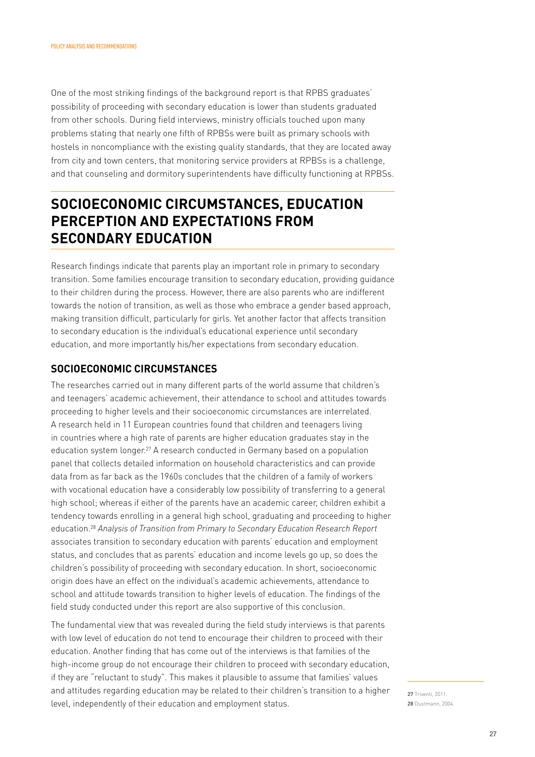One of the most striking findings of the background report is that RPBS graduates' possibility of proceeding with secondary education is lower than students graduated from other schools. During field interviews, ministry officials touched upon many problems stating that nearly one fifth of RPBSs were built as primary schools with hostels in noncompliance with the existing quality standards, that they are located away from city and town centers, that monitoring service providers at RPBSs is a challenge, and that counseling and dormitory superintendents have difficulty functioning at RPBSs.

## SOCIOECONOMIC CIRCUMSTANCES, EDUCATION PERCEPTION AND EXPECTATIONS FROM SECONDARY EDUCATION

Research findings indicate that parents play an important role in primary to secondary transition. Some families encourage transition to secondary education, providing guidance to their children during the process. However, there are also parents who are indifferent towards the notion of transition, as well as those who embrace a gender based approach, making transition difficult, particularly for girls. Yet another factor that affects transition to secondary education is the individual's educational experience until secondary education, and more importantly his/her expectations from secondary education.

### SOCIOECONOMIC CIRCUMSTANCES

The researches carried out in many different parts of the world assume that children's and teenagers' academic achievement, their attendance to school and attitudes towards proceeding to higher levels and their socioeconomic circumstances are interrelated. A research held in 11 European countries found that children and teenagers living in countries where a high rate of parents are higher education graduates stay in the education system longer.[27] A research conducted in Germany based on a population panel that collects detailed information on household characteristics and can provide data from as far back as the 1960s concludes that the children of a family of workers with vocational education have a considerably low possibility of transferring to a general high school; whereas if either of the parents have an academic career, children exhibit a tendency towards enrolling in a general high school, graduating and proceeding to higher education.[28] *Analysis of Transition from Primary to Secondary Education Research Report* associates transition to secondary education with parents' education and employment status, and concludes that as parents' education and income levels go up, so does the children's possibility of proceeding with secondary education. In short, socioeconomic origin does have an effect on the individual's academic achievements, attendance to school and attitude towards transition to higher levels of education. The findings of the field study conducted under this report are also supportive of this conclusion.

The fundamental view that was revealed during the field study interviews is that parents with low level of education do not tend to encourage their children to proceed with their education. Another finding that has come out of the interviews is that families of the high-income group do not encourage their children to proceed with secondary education, if they are "reluctant to study". This makes it plausible to assume that families' values and attitudes regarding education may be related to their children's transition to a higher level, independently of their education and employment status.

**27** Triventi, 2011.
**28** Dustmann, 2004.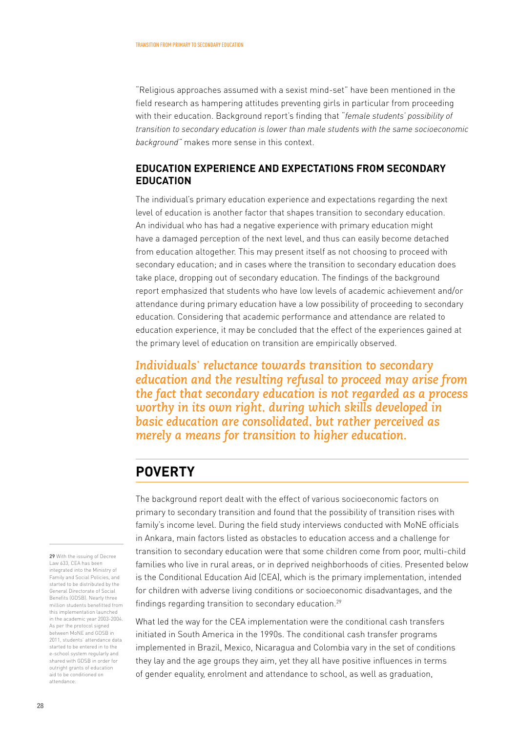"Religious approaches assumed with a sexist mind-set" have been mentioned in the field research as hampering attitudes preventing girls in particular from proceeding with their education. Background report's finding that "*female students' possibility of transition to secondary education is lower than male students with the same socioeconomic background*" makes more sense in this context.

### EDUCATION EXPERIENCE AND EXPECTATIONS FROM SECONDARY EDUCATION

The individual's primary education experience and expectations regarding the next level of education is another factor that shapes transition to secondary education. An individual who has had a negative experience with primary education might have a damaged perception of the next level, and thus can easily become detached from education altogether. This may present itself as not choosing to proceed with secondary education; and in cases where the transition to secondary education does take place, dropping out of secondary education. The findings of the background report emphasized that students who have low levels of academic achievement and/or attendance during primary education have a low possibility of proceeding to secondary education. Considering that academic performance and attendance are related to education experience, it may be concluded that the effect of the experiences gained at the primary level of education on transition are empirically observed.

*Individuals' reluctance towards transition to secondary education and the resulting refusal to proceed may arise from the fact that secondary education is not regarded as a process worthy in its own right, during which skills developed in basic education are consolidated, but rather perceived as merely a means for transition to higher education.*

## POVERTY

The background report dealt with the effect of various socioeconomic factors on primary to secondary transition and found that the possibility of transition rises with family's income level. During the field study interviews conducted with MoNE officials in Ankara, main factors listed as obstacles to education access and a challenge for transition to secondary education were that some children come from poor, multi-child families who live in rural areas, or in deprived neighborhoods of cities. Presented below is the Conditional Education Aid (CEA), which is the primary implementation, intended for children with adverse living conditions or socioeconomic disadvantages, and the findings regarding transition to secondary education.[29]

What led the way for the CEA implementation were the conditional cash transfers initiated in South America in the 1990s. The conditional cash transfer programs implemented in Brazil, Mexico, Nicaragua and Colombia vary in the set of conditions they lay and the age groups they aim, yet they all have positive influences in terms of gender equality, enrolment and attendance to school, as well as graduation,

[29] With the issuing of Decree Law 633, CEA has been integrated into the Ministry of Family and Social Policies, and started to be distributed by the General Directorate of Social Benefits (GDSB). Nearly three million students benefitted from this implementation launched in the academic year 2003-2004. As per the protocol signed between MoNE and GDSB in 2011, students' attendance data started to be entered in to the e-school system regularly and shared with GDSB in order for outright grants of education aid to be conditioned on attendance.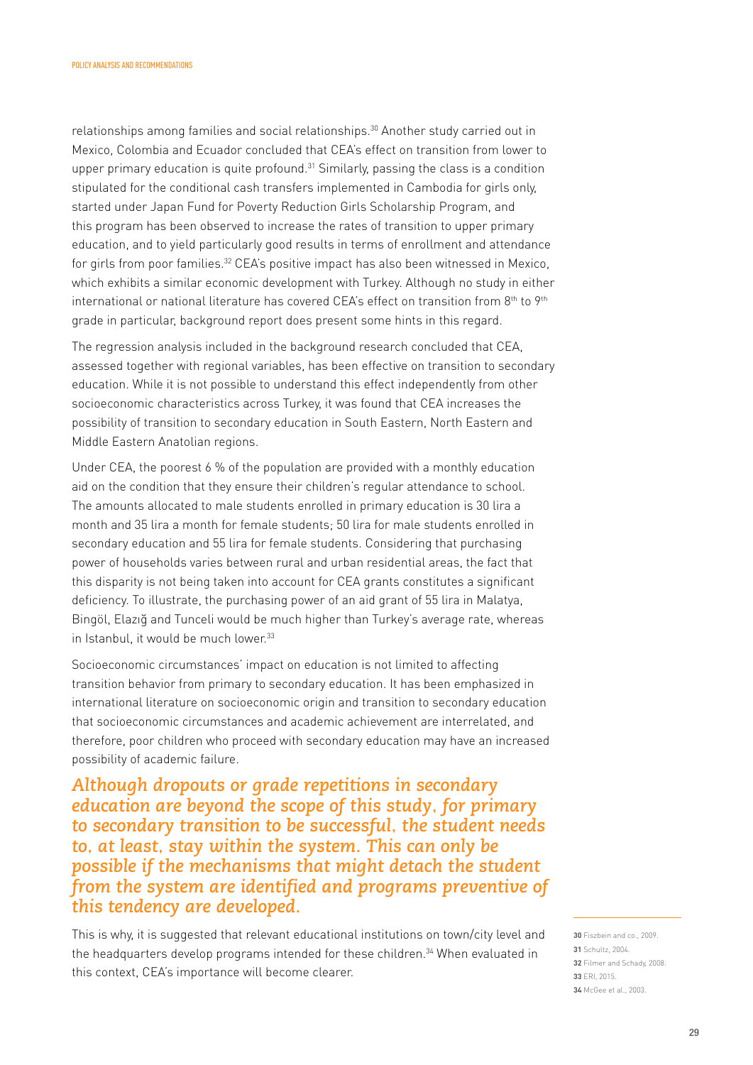relationships among families and social relationships.[30] Another study carried out in Mexico, Colombia and Ecuador concluded that CEA's effect on transition from lower to upper primary education is quite profound.[31] Similarly, passing the class is a condition stipulated for the conditional cash transfers implemented in Cambodia for girls only, started under Japan Fund for Poverty Reduction Girls Scholarship Program, and this program has been observed to increase the rates of transition to upper primary education, and to yield particularly good results in terms of enrollment and attendance for girls from poor families.[32] CEA's positive impact has also been witnessed in Mexico, which exhibits a similar economic development with Turkey. Although no study in either international or national literature has covered CEA's effect on transition from 8th to 9th grade in particular, background report does present some hints in this regard.

The regression analysis included in the background research concluded that CEA, assessed together with regional variables, has been effective on transition to secondary education. While it is not possible to understand this effect independently from other socioeconomic characteristics across Turkey, it was found that CEA increases the possibility of transition to secondary education in South Eastern, North Eastern and Middle Eastern Anatolian regions.

Under CEA, the poorest 6 % of the population are provided with a monthly education aid on the condition that they ensure their children's regular attendance to school. The amounts allocated to male students enrolled in primary education is 30 lira a month and 35 lira a month for female students; 50 lira for male students enrolled in secondary education and 55 lira for female students. Considering that purchasing power of households varies between rural and urban residential areas, the fact that this disparity is not being taken into account for CEA grants constitutes a significant deficiency. To illustrate, the purchasing power of an aid grant of 55 lira in Malatya, Bingöl, Elazığ and Tunceli would be much higher than Turkey's average rate, whereas in Istanbul, it would be much lower.[33]

Socioeconomic circumstances' impact on education is not limited to affecting transition behavior from primary to secondary education. It has been emphasized in international literature on socioeconomic origin and transition to secondary education that socioeconomic circumstances and academic achievement are interrelated, and therefore, poor children who proceed with secondary education may have an increased possibility of academic failure.

***Although dropouts or grade repetitions in secondary education are beyond the scope of this study, for primary to secondary transition to be successful, the student needs to, at least, stay within the system. This can only be possible if the mechanisms that might detach the student from the system are identified and programs preventive of this tendency are developed.***

This is why, it is suggested that relevant educational institutions on town/city level and the headquarters develop programs intended for these children.[34] When evaluated in this context, CEA's importance will become clearer.

---

**30** Fiszbein and co., 2009.
**31** Schultz, 2004.
**32** Filmer and Schady, 2008.
**33** ERI, 2015.
**34** McGee et al., 2003.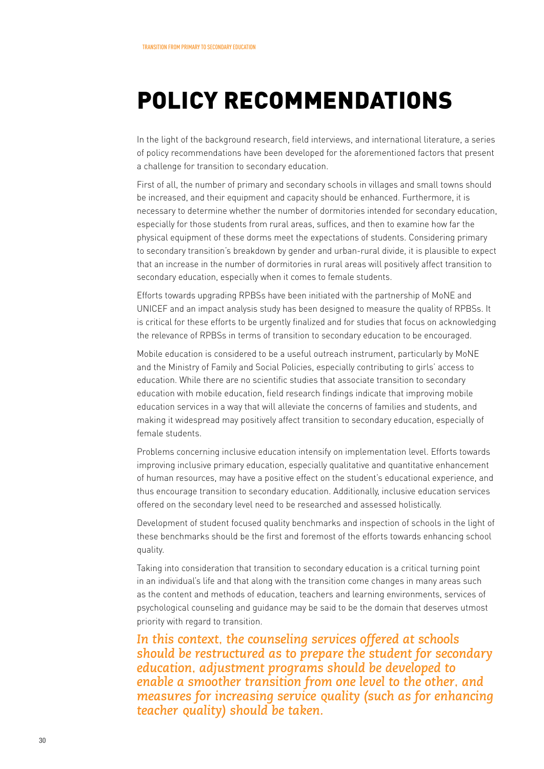# POLICY RECOMMENDATIONS

In the light of the background research, field interviews, and international literature, a series of policy recommendations have been developed for the aforementioned factors that present a challenge for transition to secondary education.

First of all, the number of primary and secondary schools in villages and small towns should be increased, and their equipment and capacity should be enhanced. Furthermore, it is necessary to determine whether the number of dormitories intended for secondary education, especially for those students from rural areas, suffices, and then to examine how far the physical equipment of these dorms meet the expectations of students. Considering primary to secondary transition's breakdown by gender and urban-rural divide, it is plausible to expect that an increase in the number of dormitories in rural areas will positively affect transition to secondary education, especially when it comes to female students.

Efforts towards upgrading RPBSs have been initiated with the partnership of MoNE and UNICEF and an impact analysis study has been designed to measure the quality of RPBSs. It is critical for these efforts to be urgently finalized and for studies that focus on acknowledging the relevance of RPBSs in terms of transition to secondary education to be encouraged.

Mobile education is considered to be a useful outreach instrument, particularly by MoNE and the Ministry of Family and Social Policies, especially contributing to girls' access to education. While there are no scientific studies that associate transition to secondary education with mobile education, field research findings indicate that improving mobile education services in a way that will alleviate the concerns of families and students, and making it widespread may positively affect transition to secondary education, especially of female students.

Problems concerning inclusive education intensify on implementation level. Efforts towards improving inclusive primary education, especially qualitative and quantitative enhancement of human resources, may have a positive effect on the student's educational experience, and thus encourage transition to secondary education. Additionally, inclusive education services offered on the secondary level need to be researched and assessed holistically.

Development of student focused quality benchmarks and inspection of schools in the light of these benchmarks should be the first and foremost of the efforts towards enhancing school quality.

Taking into consideration that transition to secondary education is a critical turning point in an individual's life and that along with the transition come changes in many areas such as the content and methods of education, teachers and learning environments, services of psychological counseling and guidance may be said to be the domain that deserves utmost priority with regard to transition.

*In this context, the counseling services offered at schools should be restructured as to prepare the student for secondary education, adjustment programs should be developed to enable a smoother transition from one level to the other, and measures for increasing service quality (such as for enhancing teacher quality) should be taken.*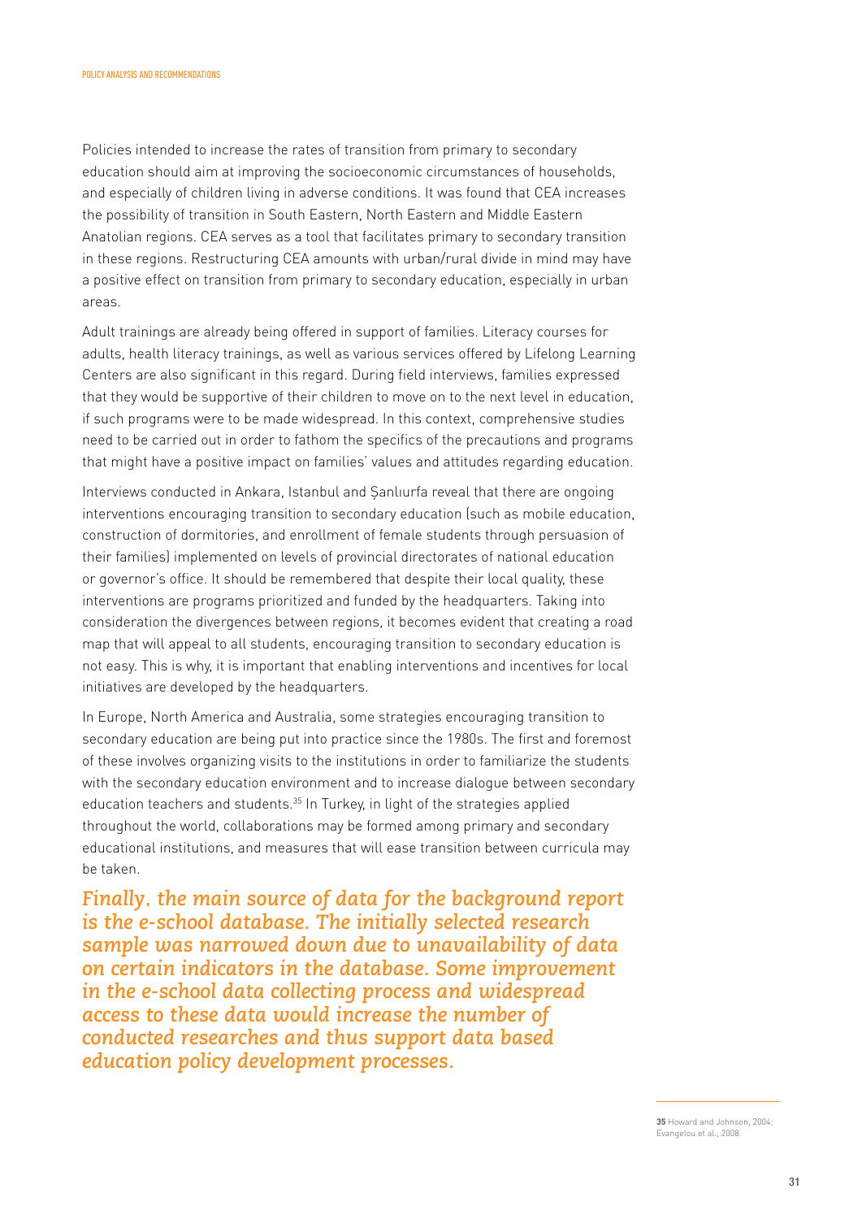Policies intended to increase the rates of transition from primary to secondary education should aim at improving the socioeconomic circumstances of households, and especially of children living in adverse conditions. It was found that CEA increases the possibility of transition in South Eastern, North Eastern and Middle Eastern Anatolian regions. CEA serves as a tool that facilitates primary to secondary transition in these regions. Restructuring CEA amounts with urban/rural divide in mind may have a positive effect on transition from primary to secondary education, especially in urban areas.

Adult trainings are already being offered in support of families. Literacy courses for adults, health literacy trainings, as well as various services offered by Lifelong Learning Centers are also significant in this regard. During field interviews, families expressed that they would be supportive of their children to move on to the next level in education, if such programs were to be made widespread. In this context, comprehensive studies need to be carried out in order to fathom the specifics of the precautions and programs that might have a positive impact on families' values and attitudes regarding education.

Interviews conducted in Ankara, Istanbul and Şanlıurfa reveal that there are ongoing interventions encouraging transition to secondary education (such as mobile education, construction of dormitories, and enrollment of female students through persuasion of their families) implemented on levels of provincial directorates of national education or governor's office. It should be remembered that despite their local quality, these interventions are programs prioritized and funded by the headquarters. Taking into consideration the divergences between regions, it becomes evident that creating a road map that will appeal to all students, encouraging transition to secondary education is not easy. This is why, it is important that enabling interventions and incentives for local initiatives are developed by the headquarters.

In Europe, North America and Australia, some strategies encouraging transition to secondary education are being put into practice since the 1980s. The first and foremost of these involves organizing visits to the institutions in order to familiarize the students with the secondary education environment and to increase dialogue between secondary education teachers and students.[35] In Turkey, in light of the strategies applied throughout the world, collaborations may be formed among primary and secondary educational institutions, and measures that will ease transition between curricula may be taken.

*Finally, the main source of data for the background report is the e-school database. The initially selected research sample was narrowed down due to unavailability of data on certain indicators in the database. Some improvement in the e-school data collecting process and widespread access to these data would increase the number of conducted researches and thus support data based education policy development processes.*

**35** Howard and Johnson, 2004; Evangelou et al., 2008.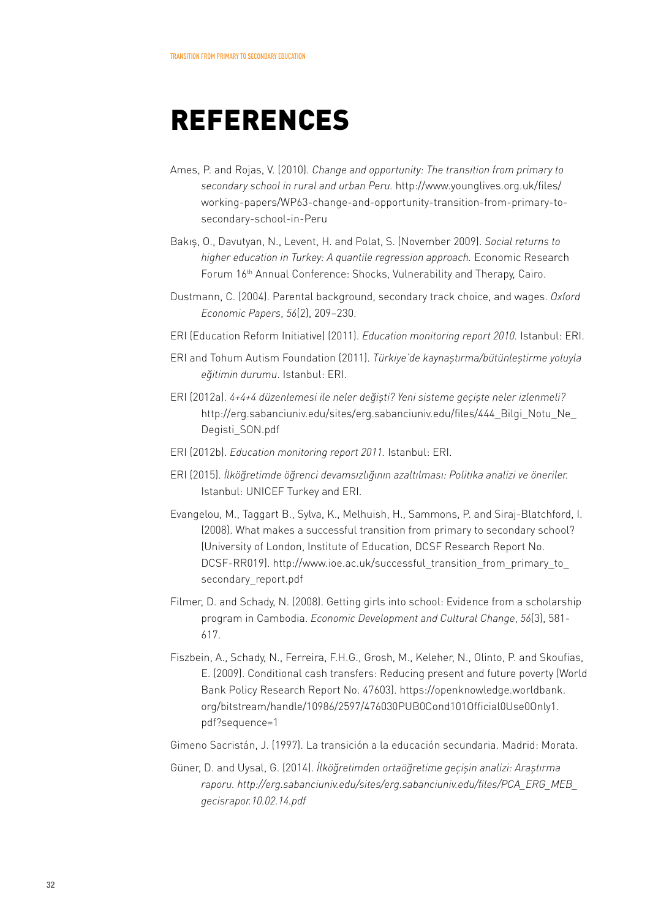# REFERENCES

Ames, P. and Rojas, V. (2010). *Change and opportunity: The transition from primary to secondary school in rural and urban Peru.* http://www.younglives.org.uk/files/working-papers/WP63-change-and-opportunity-transition-from-primary-to-secondary-school-in-Peru

Bakış, O., Davutyan, N., Levent, H. and Polat, S. (November 2009). *Social returns to higher education in Turkey: A quantile regression approach.* Economic Research Forum 16th Annual Conference: Shocks, Vulnerability and Therapy, Cairo.

Dustmann, C. (2004). Parental background, secondary track choice, and wages. *Oxford Economic Papers*, *56*(2), 209–230.

ERI (Education Reform Initiative) (2011). *Education monitoring report 2010.* Istanbul: ERI.

ERI and Tohum Autism Foundation (2011). *Türkiye'de kaynaştırma/bütünleştirme yoluyla eğitimin durumu*. Istanbul: ERI.

ERI (2012a). *4+4+4 düzenlemesi ile neler değişti? Yeni sisteme geçişte neler izlenmeli?* http://erg.sabanciuniv.edu/sites/erg.sabanciuniv.edu/files/444_Bilgi_Notu_Ne_Degisti_SON.pdf

ERI (2012b). *Education monitoring report 2011.* Istanbul: ERI.

ERI (2015). *İlköğretimde öğrenci devamsızlığının azaltılması: Politika analizi ve öneriler.* Istanbul: UNICEF Turkey and ERI.

Evangelou, M., Taggart B., Sylva, K., Melhuish, H., Sammons, P. and Siraj-Blatchford, I. (2008). What makes a successful transition from primary to secondary school? (University of London, Institute of Education, DCSF Research Report No. DCSF-RR019). http://www.ioe.ac.uk/successful_transition_from_primary_to_secondary_report.pdf

Filmer, D. and Schady, N. (2008). Getting girls into school: Evidence from a scholarship program in Cambodia. *Economic Development and Cultural Change*, *56*(3), 581-617.

Fiszbein, A., Schady, N., Ferreira, F.H.G., Grosh, M., Keleher, N., Olinto, P. and Skoufias, E. (2009). Conditional cash transfers: Reducing present and future poverty (World Bank Policy Research Report No. 47603). https://openknowledge.worldbank.org/bitstream/handle/10986/2597/476030PUB0Cond101Official0Use0Only1.pdf?sequence=1

Gimeno Sacristán, J. (1997). La transición a la educación secundaria. Madrid: Morata.

Güner, D. and Uysal, G. (2014). *İlköğretimden ortaöğretime geçişin analizi: Araştırma raporu. http://erg.sabanciuniv.edu/sites/erg.sabanciuniv.edu/files/PCA_ERG_MEB_gecisrapor.10.02.14.pdf*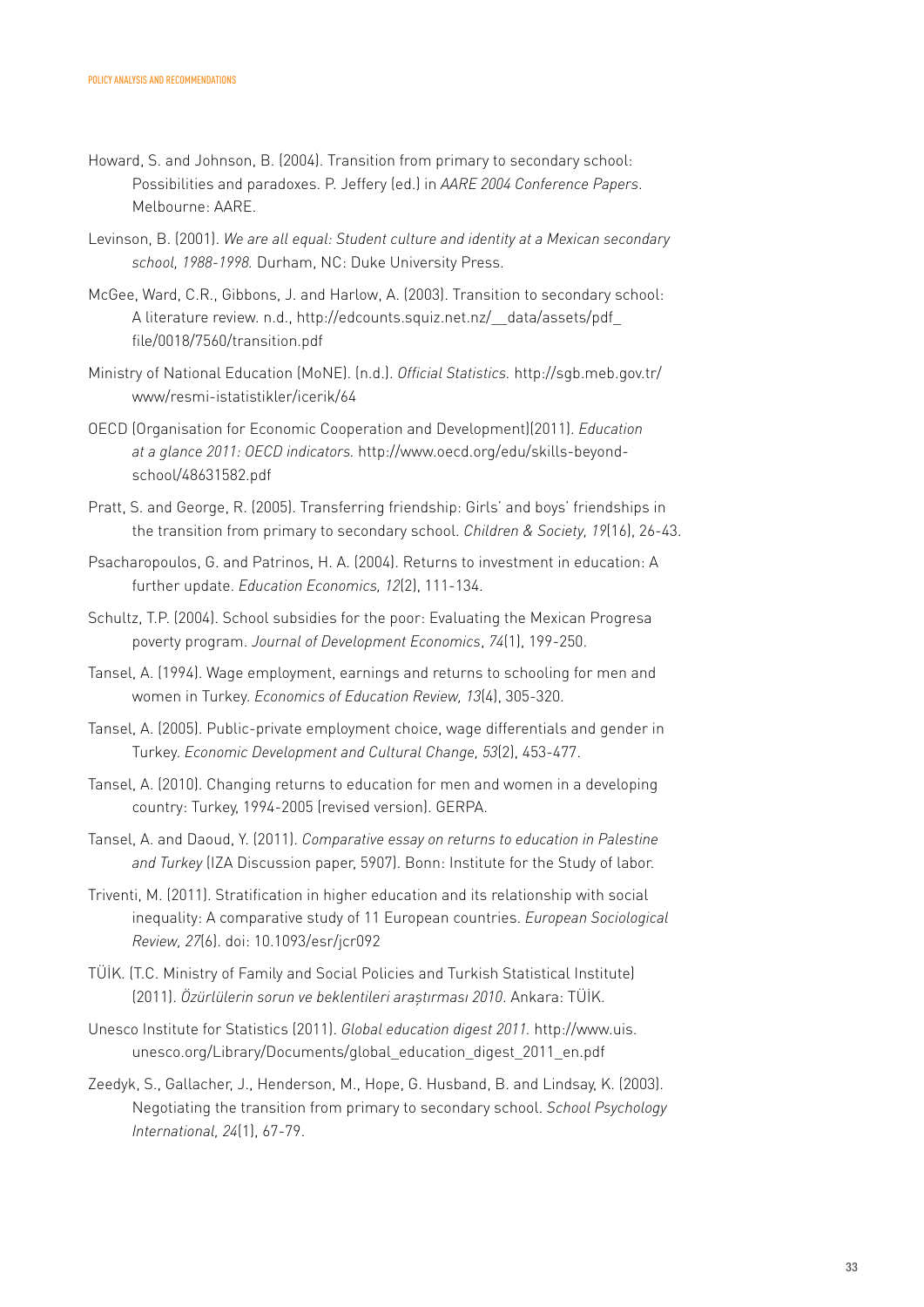Howard, S. and Johnson, B. (2004). Transition from primary to secondary school: Possibilities and paradoxes. P. Jeffery (ed.) in *AARE 2004 Conference Papers*. Melbourne: AARE.

Levinson, B. (2001). *We are all equal: Student culture and identity at a Mexican secondary school, 1988-1998.* Durham, NC: Duke University Press.

McGee, Ward, C.R., Gibbons, J. and Harlow, A. (2003). Transition to secondary school: A literature review. n.d., http://edcounts.squiz.net.nz/__data/assets/pdf_file/0018/7560/transition.pdf

Ministry of National Education (MoNE). (n.d.). *Official Statistics.* http://sgb.meb.gov.tr/www/resmi-istatistikler/icerik/64

OECD (Organisation for Economic Cooperation and Development)(2011). *Education at a glance 2011: OECD indicators.* http://www.oecd.org/edu/skills-beyond-school/48631582.pdf

Pratt, S. and George, R. (2005). Transferring friendship: Girls' and boys' friendships in the transition from primary to secondary school. *Children & Society, 19*(16), 26-43.

Psacharopoulos, G. and Patrinos, H. A. (2004). Returns to investment in education: A further update. *Education Economics, 12*(2), 111-134.

Schultz, T.P. (2004). School subsidies for the poor: Evaluating the Mexican Progresa poverty program. *Journal of Development Economics*, *74*(1), 199-250.

Tansel, A. (1994). Wage employment, earnings and returns to schooling for men and women in Turkey. *Economics of Education Review, 13*(4), 305-320.

Tansel, A. (2005). Public-private employment choice, wage differentials and gender in Turkey. *Economic Development and Cultural Change, 53*(2), 453-477.

Tansel, A. (2010). Changing returns to education for men and women in a developing country: Turkey, 1994-2005 (revised version). GERPA.

Tansel, A. and Daoud, Y. (2011). *Comparative essay on returns to education in Palestine and Turkey* (IZA Discussion paper, 5907). Bonn: Institute for the Study of labor.

Triventi, M. (2011). Stratification in higher education and its relationship with social inequality: A comparative study of 11 European countries. *European Sociological Review, 27*(6). doi: 10.1093/esr/jcr092

TÜİK. (T.C. Ministry of Family and Social Policies and Turkish Statistical Institute) (2011). *Özürlülerin sorun ve beklentileri araştırması 2010*. Ankara: TÜİK.

Unesco Institute for Statistics (2011). *Global education digest 2011.* http://www.uis.unesco.org/Library/Documents/global_education_digest_2011_en.pdf

Zeedyk, S., Gallacher, J., Henderson, M., Hope, G. Husband, B. and Lindsay, K. (2003). Negotiating the transition from primary to secondary school. *School Psychology International, 24*(1), 67-79.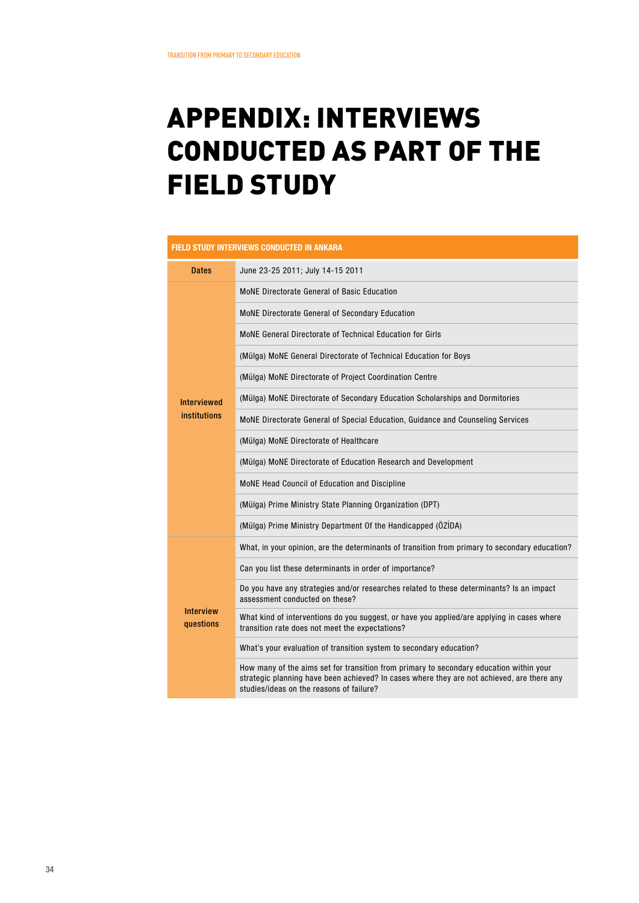# APPENDIX: INTERVIEWS CONDUCTED AS PART OF THE FIELD STUDY

| FIELD STUDY INTERVIEWS CONDUCTED IN ANKARA | |
|---|---|
| Dates | June 23-25 2011; July 14-15 2011 |
| Interviewed institutions | MoNE Directorate General of Basic Education |
| | MoNE Directorate General of Secondary Education |
| | MoNE General Directorate of Technical Education for Girls |
| | (Mülga) MoNE General Directorate of Technical Education for Boys |
| | (Mülga) MoNE Directorate of Project Coordination Centre |
| | (Mülga) MoNE Directorate of Secondary Education Scholarships and Dormitories |
| | MoNE Directorate General of Special Education, Guidance and Counseling Services |
| | (Mülga) MoNE Directorate of Healthcare |
| | (Mülga) MoNE Directorate of Education Research and Development |
| | MoNE Head Council of Education and Discipline |
| | (Mülga) Prime Ministry State Planning Organization (DPT) |
| | (Mülga) Prime Ministry Department Of the Handicapped (ÖZİDA) |
| Interview questions | What, in your opinion, are the determinants of transition from primary to secondary education? |
| | Can you list these determinants in order of importance? |
| | Do you have any strategies and/or researches related to these determinants? Is an impact assessment conducted on these? |
| | What kind of interventions do you suggest, or have you applied/are applying in cases where transition rate does not meet the expectations? |
| | What's your evaluation of transition system to secondary education? |
| | How many of the aims set for transition from primary to secondary education within your strategic planning have been achieved? In cases where they are not achieved, are there any studies/ideas on the reasons of failure? |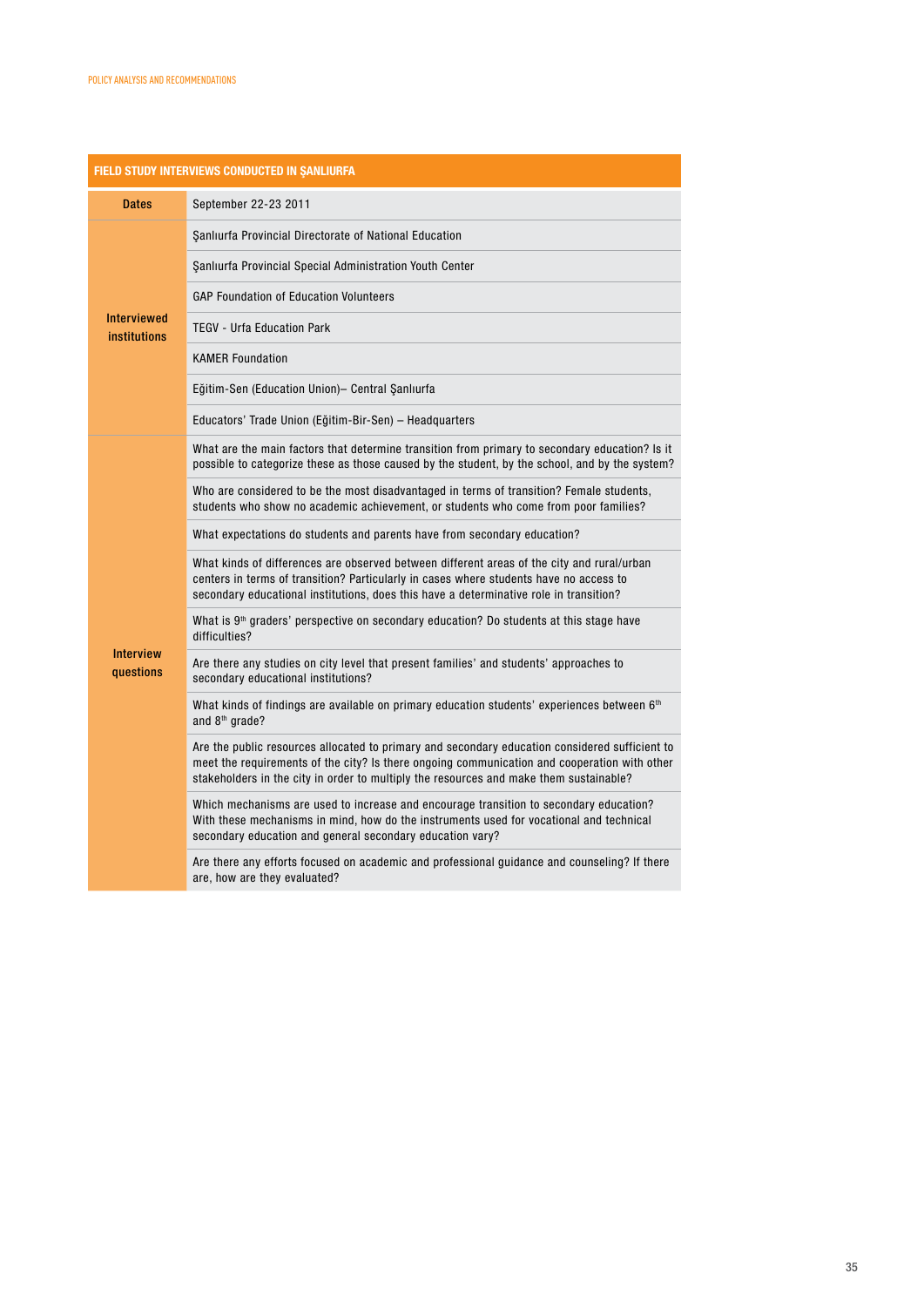| FIELD STUDY INTERVIEWS CONDUCTED IN ŞANLIURFA | |
|---|---|
| **Dates** | September 22-23 2011 |
| **Interviewed institutions** | Şanlıurfa Provincial Directorate of National Education |
| | Şanlıurfa Provincial Special Administration Youth Center |
| | GAP Foundation of Education Volunteers |
| | TEGV - Urfa Education Park |
| | KAMER Foundation |
| | Eğitim-Sen (Education Union)– Central Şanlıurfa |
| | Educators' Trade Union (Eğitim-Bir-Sen) – Headquarters |
| **Interview questions** | What are the main factors that determine transition from primary to secondary education? Is it possible to categorize these as those caused by the student, by the school, and by the system? |
| | Who are considered to be the most disadvantaged in terms of transition? Female students, students who show no academic achievement, or students who come from poor families? |
| | What expectations do students and parents have from secondary education? |
| | What kinds of differences are observed between different areas of the city and rural/urban centers in terms of transition? Particularly in cases where students have no access to secondary educational institutions, does this have a determinative role in transition? |
| | What is 9th graders' perspective on secondary education? Do students at this stage have difficulties? |
| | Are there any studies on city level that present families' and students' approaches to secondary educational institutions? |
| | What kinds of findings are available on primary education students' experiences between 6th and 8th grade? |
| | Are the public resources allocated to primary and secondary education considered sufficient to meet the requirements of the city? Is there ongoing communication and cooperation with other stakeholders in the city in order to multiply the resources and make them sustainable? |
| | Which mechanisms are used to increase and encourage transition to secondary education? With these mechanisms in mind, how do the instruments used for vocational and technical secondary education and general secondary education vary? |
| | Are there any efforts focused on academic and professional guidance and counseling? If there are, how are they evaluated? |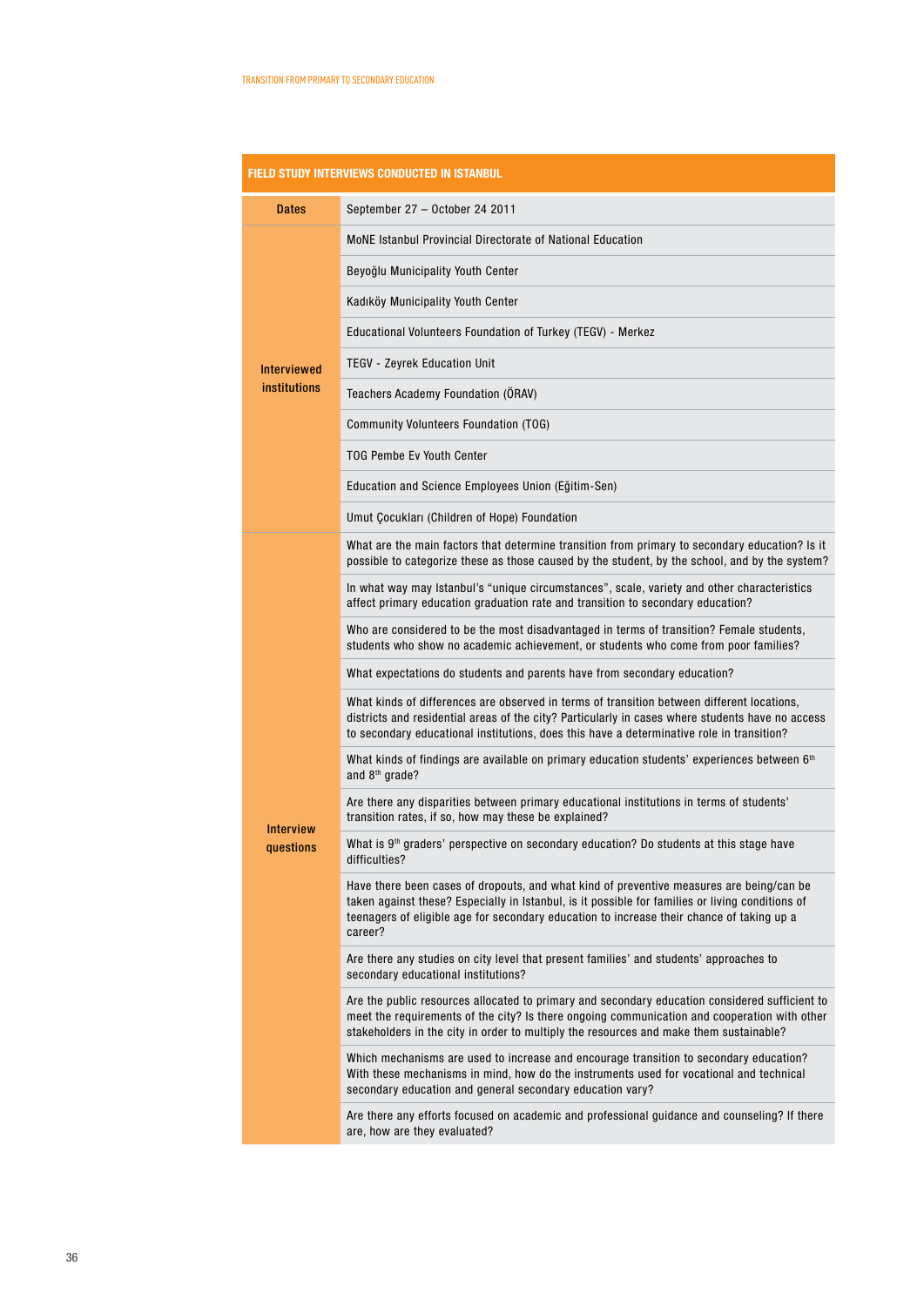| FIELD STUDY INTERVIEWS CONDUCTED IN ISTANBUL | |
|---|---|
| **Dates** | September 27 – October 24 2011 |
| **Interviewed institutions** | MoNE Istanbul Provincial Directorate of National Education |
| | Beyoğlu Municipality Youth Center |
| | Kadıköy Municipality Youth Center |
| | Educational Volunteers Foundation of Turkey (TEGV) - Merkez |
| | TEGV - Zeyrek Education Unit |
| | Teachers Academy Foundation (ÖRAV) |
| | Community Volunteers Foundation (TOG) |
| | TOG Pembe Ev Youth Center |
| | Education and Science Employees Union (Eğitim-Sen) |
| | Umut Çocukları (Children of Hope) Foundation |
| **Interview questions** | What are the main factors that determine transition from primary to secondary education? Is it possible to categorize these as those caused by the student, by the school, and by the system? |
| | In what way may Istanbul's "unique circumstances", scale, variety and other characteristics affect primary education graduation rate and transition to secondary education? |
| | Who are considered to be the most disadvantaged in terms of transition? Female students, students who show no academic achievement, or students who come from poor families? |
| | What expectations do students and parents have from secondary education? |
| | What kinds of differences are observed in terms of transition between different locations, districts and residential areas of the city? Particularly in cases where students have no access to secondary educational institutions, does this have a determinative role in transition? |
| | What kinds of findings are available on primary education students' experiences between 6th and 8th grade? |
| | Are there any disparities between primary educational institutions in terms of students' transition rates, if so, how may these be explained? |
| | What is 9th graders' perspective on secondary education? Do students at this stage have difficulties? |
| | Have there been cases of dropouts, and what kind of preventive measures are being/can be taken against these? Especially in Istanbul, is it possible for families or living conditions of teenagers of eligible age for secondary education to increase their chance of taking up a career? |
| | Are there any studies on city level that present families' and students' approaches to secondary educational institutions? |
| | Are the public resources allocated to primary and secondary education considered sufficient to meet the requirements of the city? Is there ongoing communication and cooperation with other stakeholders in the city in order to multiply the resources and make them sustainable? |
| | Which mechanisms are used to increase and encourage transition to secondary education? With these mechanisms in mind, how do the instruments used for vocational and technical secondary education and general secondary education vary? |
| | Are there any efforts focused on academic and professional guidance and counseling? If there are, how are they evaluated? |